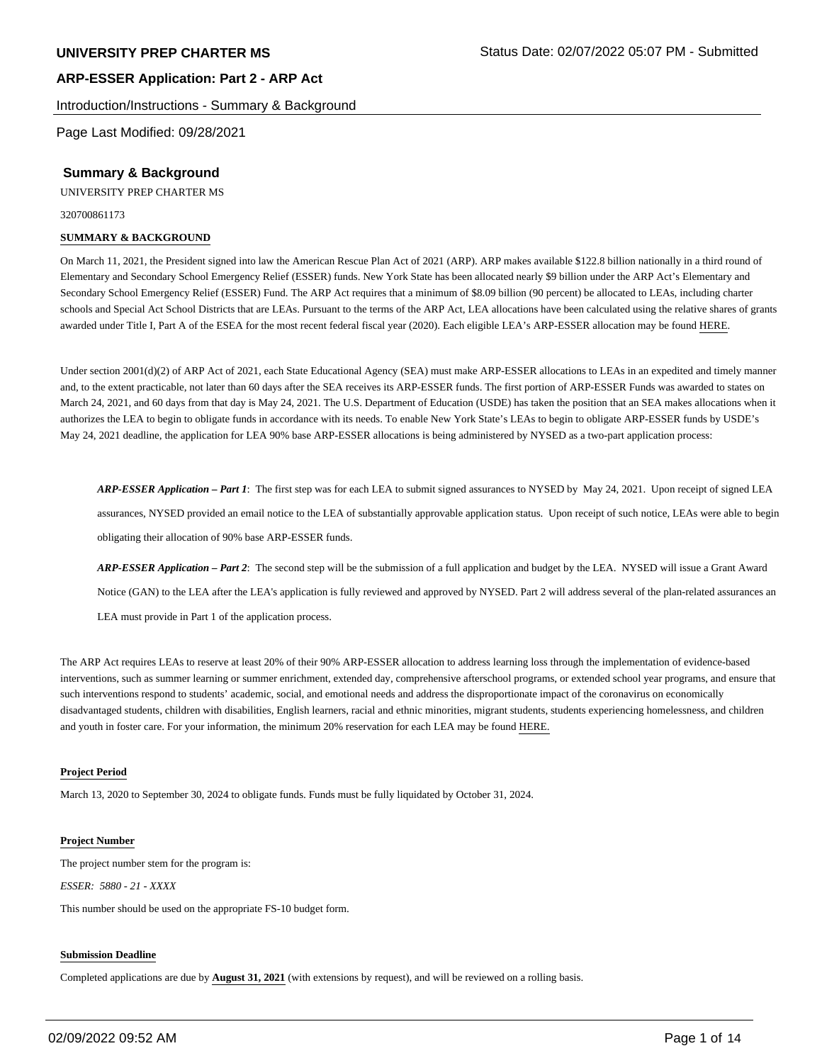# UNIVERSITY PREP CHARTER MS

Status Date: 02/07/2022 05:07 PM - Submitted

## ARP-ESSER Application: Part 2 - ARP Act

Introduction/Instructions - Summary & Background

Page Last Modified: 09/28/2021

### Summary & Background

UNIVERSITY PREP CHARTER MS

320700861173

**SUMMARY & BACKGROUND**

On March 11, 2021, the President signed into law the American Rescue Plan Act of 2021 (ARP). ARP makes available $122.8 billion nationally in a third round of Elementary and Secondary School Emergency Relief (ESSER) funds. New York State has been allocated nearly $9 billion under the ARP Act's Elementary and Secondary School Emergency Relief (ESSER) Fund. The ARP Act requires that a minimum of $8.09 billion (90 percent) be allocated to LEAs, including charter schools and Special Act School Districts that are LEAs. Pursuant to the terms of the ARP Act, LEA allocations have been calculated using the relative shares of grants awarded under Title I, Part A of the ESEA for the most recent federal fiscal year (2020). Each eligible LEA's ARP-ESSER allocation may be found HERE.

Under section 2001(d)(2) of ARP Act of 2021, each State Educational Agency (SEA) must make ARP-ESSER allocations to LEAs in an expedited and timely manner and, to the extent practicable, not later than 60 days after the SEA receives its ARP-ESSER funds. The first portion of ARP-ESSER Funds was awarded to states on March 24, 2021, and 60 days from that day is May 24, 2021. The U.S. Department of Education (USDE) has taken the position that an SEA makes allocations when it authorizes the LEA to begin to obligate funds in accordance with its needs. To enable New York State's LEAs to begin to obligate ARP-ESSER funds by USDE's May 24, 2021 deadline, the application for LEA 90% base ARP-ESSER allocations is being administered by NYSED as a two-part application process:

> ***ARP-ESSER Application – Part 1***: The first step was for each LEA to submit signed assurances to NYSED by May 24, 2021. Upon receipt of signed LEA assurances, NYSED provided an email notice to the LEA of substantially approvable application status. Upon receipt of such notice, LEAs were able to begin obligating their allocation of 90% base ARP-ESSER funds.
>
> ***ARP-ESSER Application – Part 2***: The second step will be the submission of a full application and budget by the LEA. NYSED will issue a Grant Award Notice (GAN) to the LEA after the LEA's application is fully reviewed and approved by NYSED. Part 2 will address several of the plan-related assurances an LEA must provide in Part 1 of the application process.

The ARP Act requires LEAs to reserve at least 20% of their 90% ARP-ESSER allocation to address learning loss through the implementation of evidence-based interventions, such as summer learning or summer enrichment, extended day, comprehensive afterschool programs, or extended school year programs, and ensure that such interventions respond to students' academic, social, and emotional needs and address the disproportionate impact of the coronavirus on economically disadvantaged students, children with disabilities, English learners, racial and ethnic minorities, migrant students, students experiencing homelessness, and children and youth in foster care. For your information, the minimum 20% reservation for each LEA may be found HERE.

**Project Period**

March 13, 2020 to September 30, 2024 to obligate funds. Funds must be fully liquidated by October 31, 2024.

**Project Number**

The project number stem for the program is:

*ESSER: 5880 - 21 - XXXX*

This number should be used on the appropriate FS-10 budget form.

**Submission Deadline**

Completed applications are due by **August 31, 2021** (with extensions by request), and will be reviewed on a rolling basis.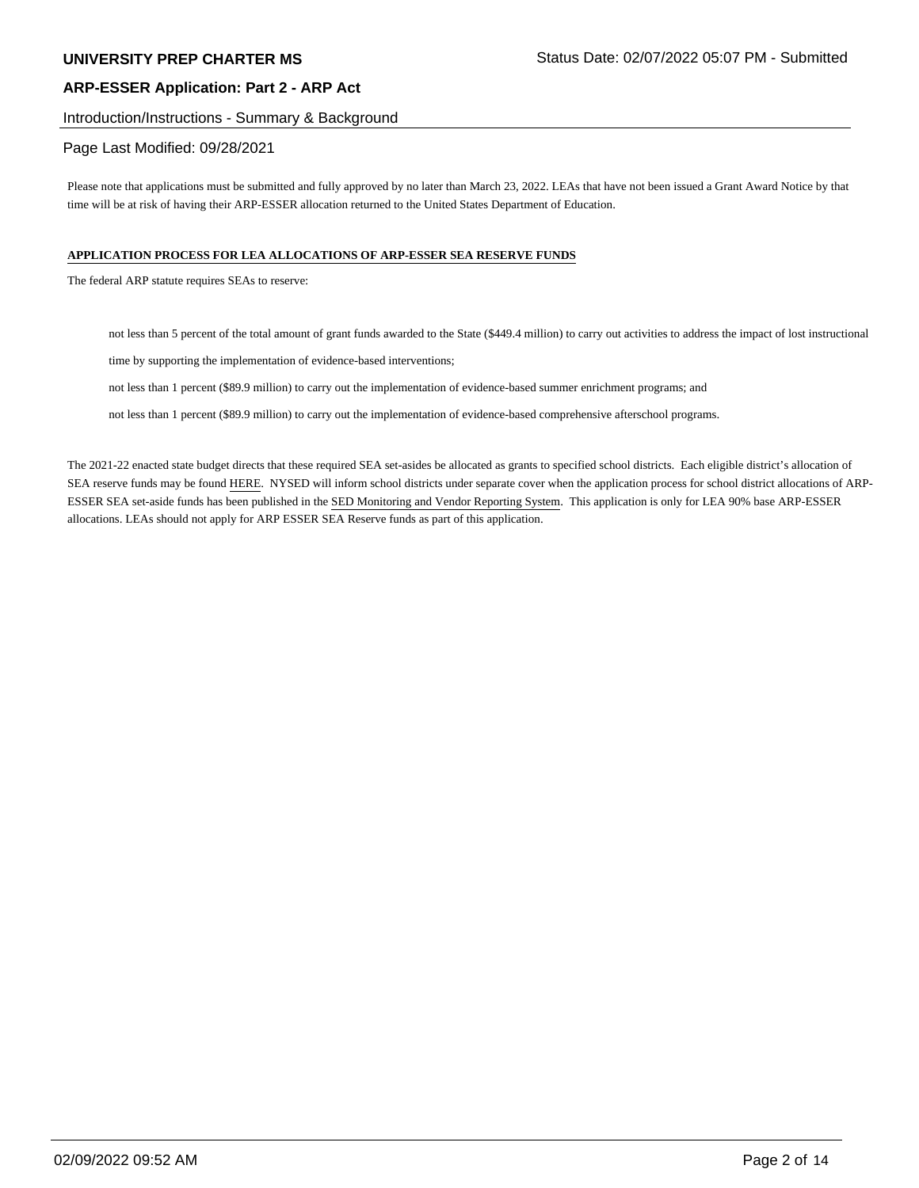## Introduction/Instructions - Summary & Background

Page Last Modified: 09/28/2021

Please note that applications must be submitted and fully approved by no later than March 23, 2022. LEAs that have not been issued a Grant Award Notice by that time will be at risk of having their ARP-ESSER allocation returned to the United States Department of Education.

**APPLICATION PROCESS FOR LEA ALLOCATIONS OF ARP-ESSER SEA RESERVE FUNDS**

The federal ARP statute requires SEAs to reserve:

- not less than 5 percent of the total amount of grant funds awarded to the State ($449.4 million) to carry out activities to address the impact of lost instructional time by supporting the implementation of evidence-based interventions;
- not less than 1 percent ($89.9 million) to carry out the implementation of evidence-based summer enrichment programs; and
- not less than 1 percent ($89.9 million) to carry out the implementation of evidence-based comprehensive afterschool programs.

The 2021-22 enacted state budget directs that these required SEA set-asides be allocated as grants to specified school districts. Each eligible district's allocation of SEA reserve funds may be found HERE. NYSED will inform school districts under separate cover when the application process for school district allocations of ARP-ESSER SEA set-aside funds has been published in the SED Monitoring and Vendor Reporting System. This application is only for LEA 90% base ARP-ESSER allocations. LEAs should not apply for ARP ESSER SEA Reserve funds as part of this application.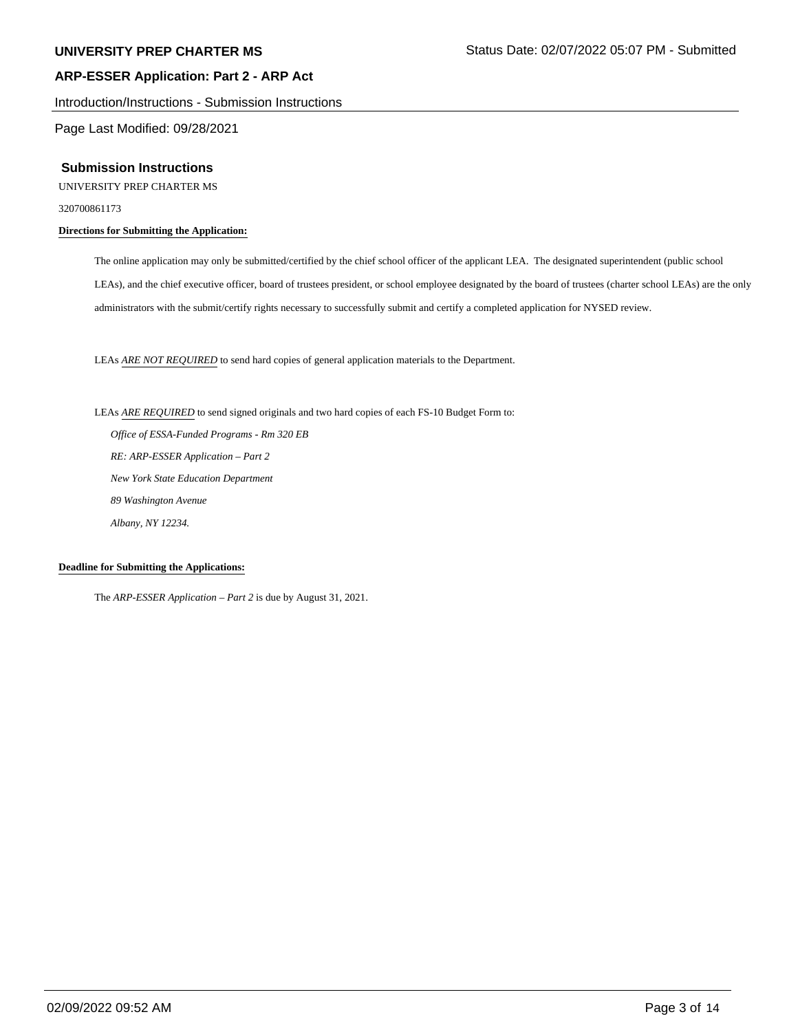Introduction/Instructions - Submission Instructions

Page Last Modified: 09/28/2021

## Submission Instructions

UNIVERSITY PREP CHARTER MS

320700861173

**Directions for Submitting the Application:**

The online application may only be submitted/certified by the chief school officer of the applicant LEA. The designated superintendent (public school LEAs), and the chief executive officer, board of trustees president, or school employee designated by the board of trustees (charter school LEAs) are the only administrators with the submit/certify rights necessary to successfully submit and certify a completed application for NYSED review.

LEAs *ARE NOT REQUIRED* to send hard copies of general application materials to the Department.

LEAs *ARE REQUIRED* to send signed originals and two hard copies of each FS-10 Budget Form to:

*Office of ESSA-Funded Programs - Rm 320 EB*
*RE: ARP-ESSER Application – Part 2*
*New York State Education Department*
*89 Washington Avenue*
*Albany, NY 12234.*

**Deadline for Submitting the Applications:**

The *ARP-ESSER Application – Part 2* is due by August 31, 2021.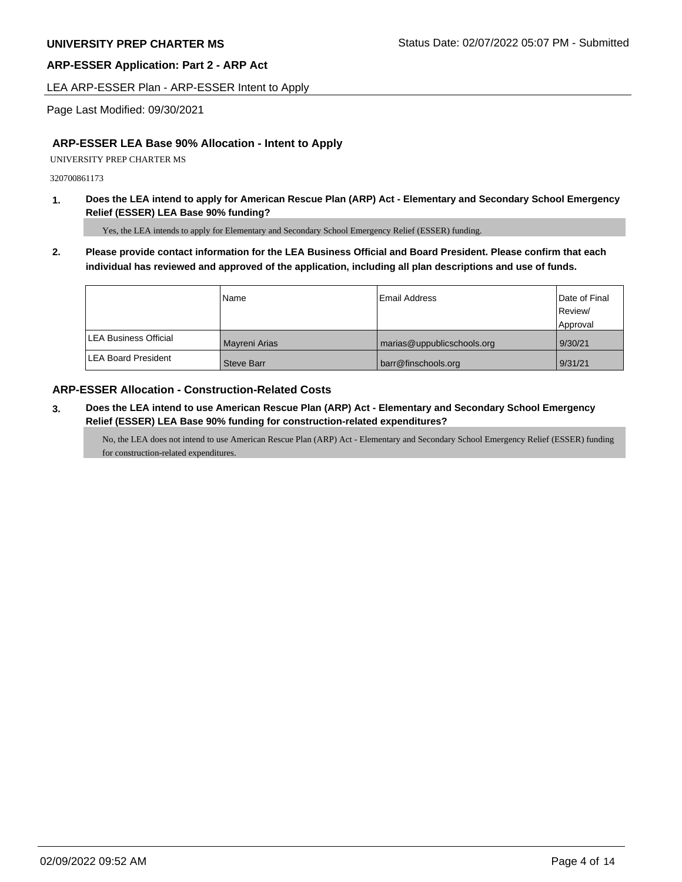## ARP-ESSER Application: Part 2 - ARP Act

LEA ARP-ESSER Plan - ARP-ESSER Intent to Apply

Page Last Modified: 09/30/2021

### ARP-ESSER LEA Base 90% Allocation - Intent to Apply

UNIVERSITY PREP CHARTER MS

320700861173

**1. Does the LEA intend to apply for American Rescue Plan (ARP) Act - Elementary and Secondary School Emergency Relief (ESSER) LEA Base 90% funding?**

Yes, the LEA intends to apply for Elementary and Secondary School Emergency Relief (ESSER) funding.

**2. Please provide contact information for the LEA Business Official and Board President. Please confirm that each individual has reviewed and approved of the application, including all plan descriptions and use of funds.**

| | Name | Email Address | Date of Final Review/ Approval |
|---|---|---|---|
| LEA Business Official | Mayreni Arias | marias@uppublicschools.org | 9/30/21 |
| LEA Board President | Steve Barr | barr@finschools.org | 9/31/21 |

### ARP-ESSER Allocation - Construction-Related Costs

**3. Does the LEA intend to use American Rescue Plan (ARP) Act - Elementary and Secondary School Emergency Relief (ESSER) LEA Base 90% funding for construction-related expenditures?**

No, the LEA does not intend to use American Rescue Plan (ARP) Act - Elementary and Secondary School Emergency Relief (ESSER) funding for construction-related expenditures.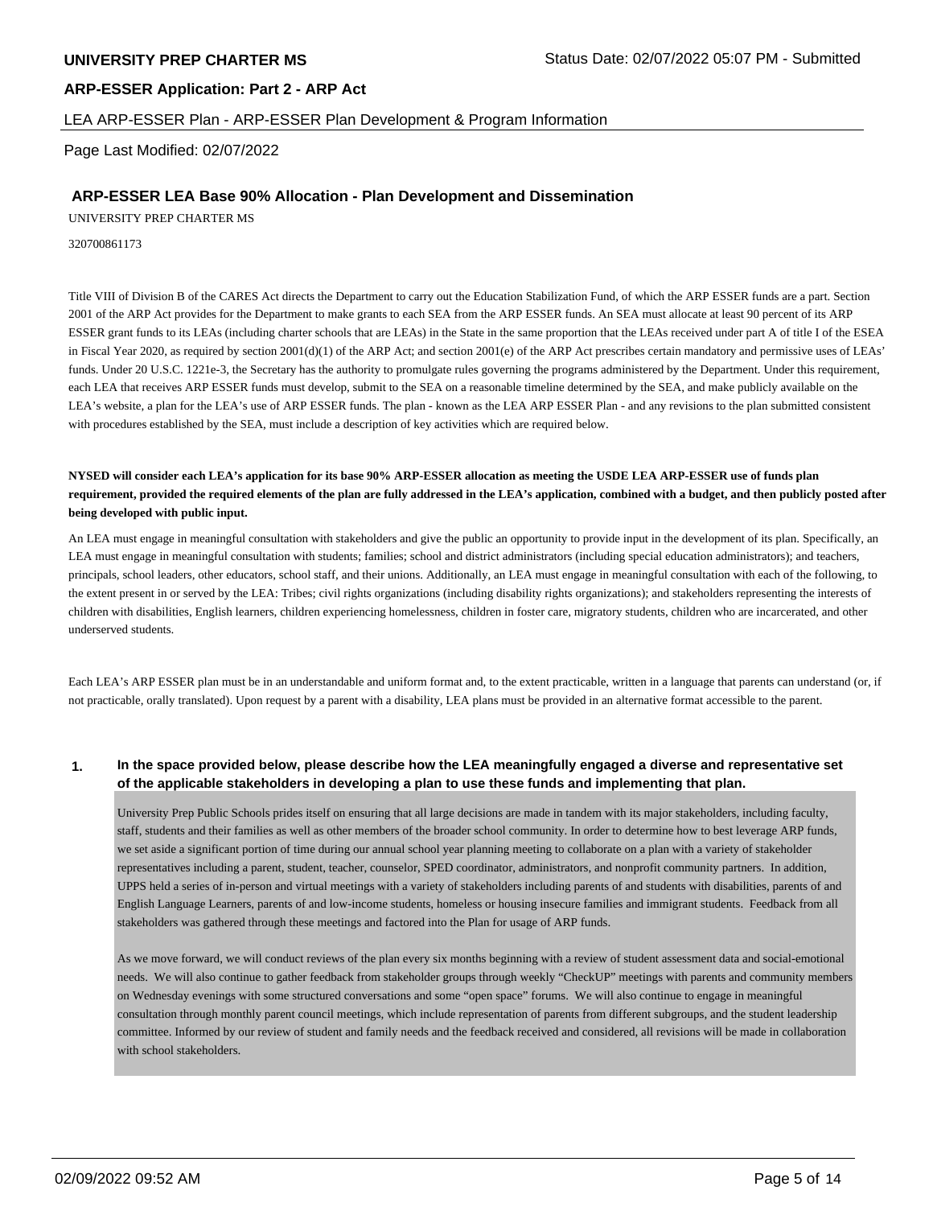## ARP-ESSER LEA Base 90% Allocation - Plan Development and Dissemination

UNIVERSITY PREP CHARTER MS

320700861173

Title VIII of Division B of the CARES Act directs the Department to carry out the Education Stabilization Fund, of which the ARP ESSER funds are a part. Section 2001 of the ARP Act provides for the Department to make grants to each SEA from the ARP ESSER funds. An SEA must allocate at least 90 percent of its ARP ESSER grant funds to its LEAs (including charter schools that are LEAs) in the State in the same proportion that the LEAs received under part A of title I of the ESEA in Fiscal Year 2020, as required by section 2001(d)(1) of the ARP Act; and section 2001(e) of the ARP Act prescribes certain mandatory and permissive uses of LEAs' funds. Under 20 U.S.C. 1221e-3, the Secretary has the authority to promulgate rules governing the programs administered by the Department. Under this requirement, each LEA that receives ARP ESSER funds must develop, submit to the SEA on a reasonable timeline determined by the SEA, and make publicly available on the LEA's website, a plan for the LEA's use of ARP ESSER funds. The plan - known as the LEA ARP ESSER Plan - and any revisions to the plan submitted consistent with procedures established by the SEA, must include a description of key activities which are required below.

**NYSED will consider each LEA's application for its base 90% ARP-ESSER allocation as meeting the USDE LEA ARP-ESSER use of funds plan requirement, provided the required elements of the plan are fully addressed in the LEA's application, combined with a budget, and then publicly posted after being developed with public input.**

An LEA must engage in meaningful consultation with stakeholders and give the public an opportunity to provide input in the development of its plan. Specifically, an LEA must engage in meaningful consultation with students; families; school and district administrators (including special education administrators); and teachers, principals, school leaders, other educators, school staff, and their unions. Additionally, an LEA must engage in meaningful consultation with each of the following, to the extent present in or served by the LEA: Tribes; civil rights organizations (including disability rights organizations); and stakeholders representing the interests of children with disabilities, English learners, children experiencing homelessness, children in foster care, migratory students, children who are incarcerated, and other underserved students.

Each LEA's ARP ESSER plan must be in an understandable and uniform format and, to the extent practicable, written in a language that parents can understand (or, if not practicable, orally translated). Upon request by a parent with a disability, LEA plans must be provided in an alternative format accessible to the parent.

**1. In the space provided below, please describe how the LEA meaningfully engaged a diverse and representative set of the applicable stakeholders in developing a plan to use these funds and implementing that plan.**

University Prep Public Schools prides itself on ensuring that all large decisions are made in tandem with its major stakeholders, including faculty, staff, students and their families as well as other members of the broader school community. In order to determine how to best leverage ARP funds, we set aside a significant portion of time during our annual school year planning meeting to collaborate on a plan with a variety of stakeholder representatives including a parent, student, teacher, counselor, SPED coordinator, administrators, and nonprofit community partners. In addition, UPPS held a series of in-person and virtual meetings with a variety of stakeholders including parents of and students with disabilities, parents of and English Language Learners, parents of and low-income students, homeless or housing insecure families and immigrant students. Feedback from all stakeholders was gathered through these meetings and factored into the Plan for usage of ARP funds.

As we move forward, we will conduct reviews of the plan every six months beginning with a review of student assessment data and social-emotional needs. We will also continue to gather feedback from stakeholder groups through weekly "CheckUP" meetings with parents and community members on Wednesday evenings with some structured conversations and some "open space" forums. We will also continue to engage in meaningful consultation through monthly parent council meetings, which include representation of parents from different subgroups, and the student leadership committee. Informed by our review of student and family needs and the feedback received and considered, all revisions will be made in collaboration with school stakeholders.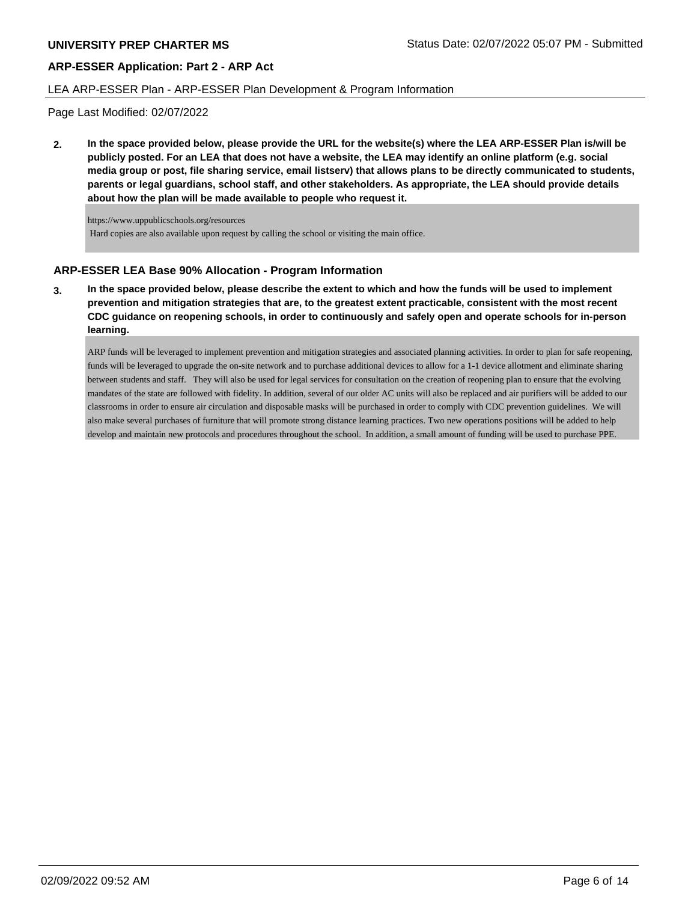**UNIVERSITY PREP CHARTER MS**

**ARP-ESSER Application: Part 2 - ARP Act**

LEA ARP-ESSER Plan - ARP-ESSER Plan Development & Program Information

Page Last Modified: 02/07/2022

**2. In the space provided below, please provide the URL for the website(s) where the LEA ARP-ESSER Plan is/will be publicly posted. For an LEA that does not have a website, the LEA may identify an online platform (e.g. social media group or post, file sharing service, email listserv) that allows plans to be directly communicated to students, parents or legal guardians, school staff, and other stakeholders. As appropriate, the LEA should provide details about how the plan will be made available to people who request it.**

https://www.uppublicschools.org/resources
Hard copies are also available upon request by calling the school or visiting the main office.

### ARP-ESSER LEA Base 90% Allocation - Program Information

**3. In the space provided below, please describe the extent to which and how the funds will be used to implement prevention and mitigation strategies that are, to the greatest extent practicable, consistent with the most recent CDC guidance on reopening schools, in order to continuously and safely open and operate schools for in-person learning.**

ARP funds will be leveraged to implement prevention and mitigation strategies and associated planning activities. In order to plan for safe reopening, funds will be leveraged to upgrade the on-site network and to purchase additional devices to allow for a 1-1 device allotment and eliminate sharing between students and staff. They will also be used for legal services for consultation on the creation of reopening plan to ensure that the evolving mandates of the state are followed with fidelity. In addition, several of our older AC units will also be replaced and air purifiers will be added to our classrooms in order to ensure air circulation and disposable masks will be purchased in order to comply with CDC prevention guidelines. We will also make several purchases of furniture that will promote strong distance learning practices. Two new operations positions will be added to help develop and maintain new protocols and procedures throughout the school. In addition, a small amount of funding will be used to purchase PPE.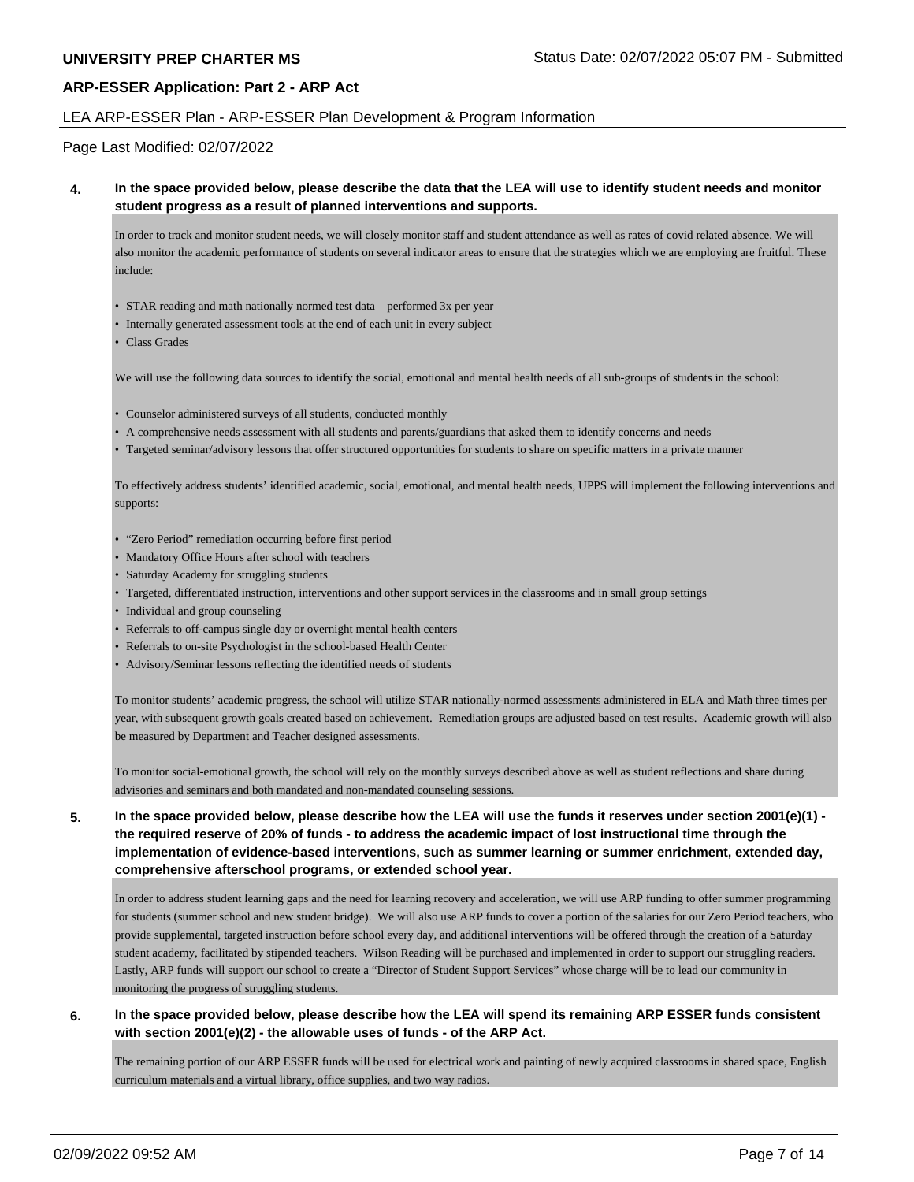**4. In the space provided below, please describe the data that the LEA will use to identify student needs and monitor student progress as a result of planned interventions and supports.**

In order to track and monitor student needs, we will closely monitor staff and student attendance as well as rates of covid related absence. We will also monitor the academic performance of students on several indicator areas to ensure that the strategies which we are employing are fruitful. These include:

- STAR reading and math nationally normed test data – performed 3x per year
- Internally generated assessment tools at the end of each unit in every subject
- Class Grades

We will use the following data sources to identify the social, emotional and mental health needs of all sub-groups of students in the school:

- Counselor administered surveys of all students, conducted monthly
- A comprehensive needs assessment with all students and parents/guardians that asked them to identify concerns and needs
- Targeted seminar/advisory lessons that offer structured opportunities for students to share on specific matters in a private manner

To effectively address students' identified academic, social, emotional, and mental health needs, UPPS will implement the following interventions and supports:

- "Zero Period" remediation occurring before first period
- Mandatory Office Hours after school with teachers
- Saturday Academy for struggling students
- Targeted, differentiated instruction, interventions and other support services in the classrooms and in small group settings
- Individual and group counseling
- Referrals to off-campus single day or overnight mental health centers
- Referrals to on-site Psychologist in the school-based Health Center
- Advisory/Seminar lessons reflecting the identified needs of students

To monitor students' academic progress, the school will utilize STAR nationally-normed assessments administered in ELA and Math three times per year, with subsequent growth goals created based on achievement. Remediation groups are adjusted based on test results. Academic growth will also be measured by Department and Teacher designed assessments.

To monitor social-emotional growth, the school will rely on the monthly surveys described above as well as student reflections and share during advisories and seminars and both mandated and non-mandated counseling sessions.

**5. In the space provided below, please describe how the LEA will use the funds it reserves under section 2001(e)(1) - the required reserve of 20% of funds - to address the academic impact of lost instructional time through the implementation of evidence-based interventions, such as summer learning or summer enrichment, extended day, comprehensive afterschool programs, or extended school year.**

In order to address student learning gaps and the need for learning recovery and acceleration, we will use ARP funding to offer summer programming for students (summer school and new student bridge). We will also use ARP funds to cover a portion of the salaries for our Zero Period teachers, who provide supplemental, targeted instruction before school every day, and additional interventions will be offered through the creation of a Saturday student academy, facilitated by stipended teachers. Wilson Reading will be purchased and implemented in order to support our struggling readers. Lastly, ARP funds will support our school to create a "Director of Student Support Services" whose charge will be to lead our community in monitoring the progress of struggling students.

**6. In the space provided below, please describe how the LEA will spend its remaining ARP ESSER funds consistent with section 2001(e)(2) - the allowable uses of funds - of the ARP Act.**

The remaining portion of our ARP ESSER funds will be used for electrical work and painting of newly acquired classrooms in shared space, English curriculum materials and a virtual library, office supplies, and two way radios.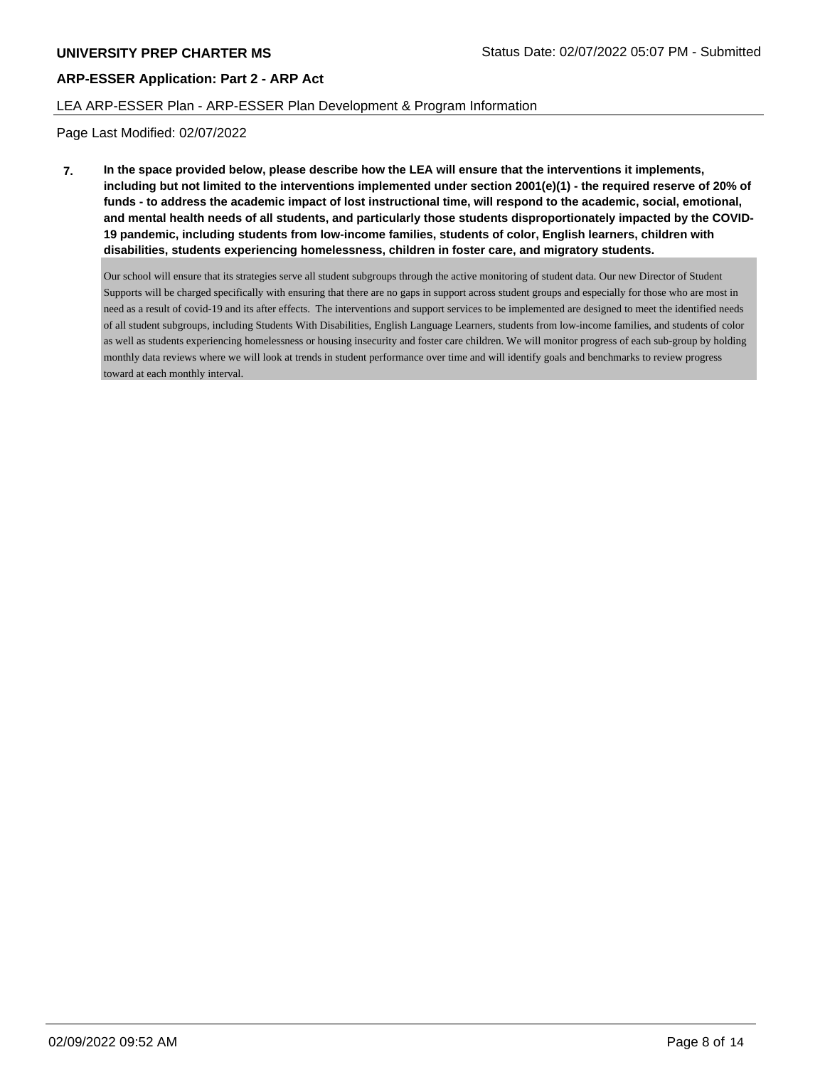LEA ARP-ESSER Plan - ARP-ESSER Plan Development & Program Information

Page Last Modified: 02/07/2022

**7. In the space provided below, please describe how the LEA will ensure that the interventions it implements, including but not limited to the interventions implemented under section 2001(e)(1) - the required reserve of 20% of funds - to address the academic impact of lost instructional time, will respond to the academic, social, emotional, and mental health needs of all students, and particularly those students disproportionately impacted by the COVID-19 pandemic, including students from low-income families, students of color, English learners, children with disabilities, students experiencing homelessness, children in foster care, and migratory students.**

Our school will ensure that its strategies serve all student subgroups through the active monitoring of student data. Our new Director of Student Supports will be charged specifically with ensuring that there are no gaps in support across student groups and especially for those who are most in need as a result of covid-19 and its after effects. The interventions and support services to be implemented are designed to meet the identified needs of all student subgroups, including Students With Disabilities, English Language Learners, students from low-income families, and students of color as well as students experiencing homelessness or housing insecurity and foster care children. We will monitor progress of each sub-group by holding monthly data reviews where we will look at trends in student performance over time and will identify goals and benchmarks to review progress toward at each monthly interval.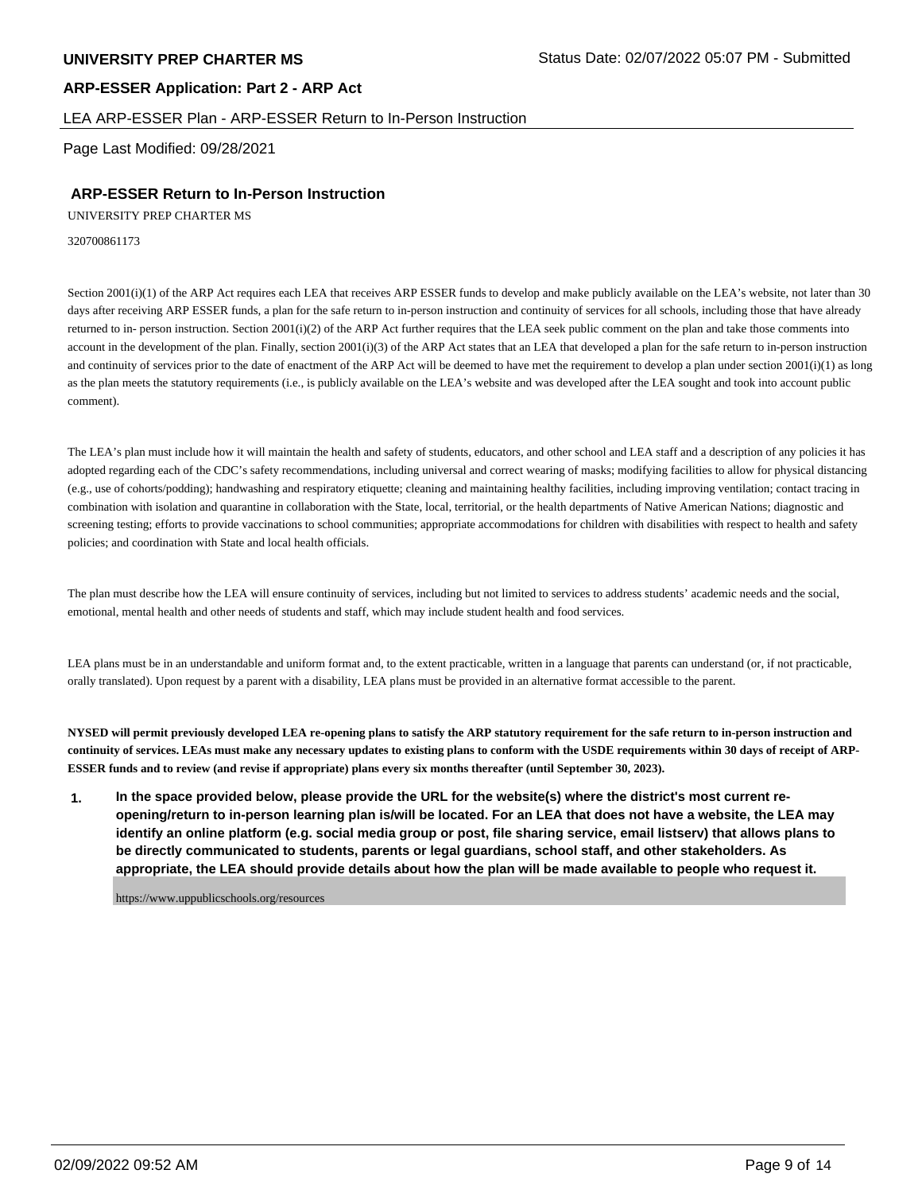**UNIVERSITY PREP CHARTER MS** Status Date: 02/07/2022 05:07 PM - Submitted

**ARP-ESSER Application: Part 2 - ARP Act**

LEA ARP-ESSER Plan - ARP-ESSER Return to In-Person Instruction

Page Last Modified: 09/28/2021

## ARP-ESSER Return to In-Person Instruction

UNIVERSITY PREP CHARTER MS

320700861173

Section 2001(i)(1) of the ARP Act requires each LEA that receives ARP ESSER funds to develop and make publicly available on the LEA's website, not later than 30 days after receiving ARP ESSER funds, a plan for the safe return to in-person instruction and continuity of services for all schools, including those that have already returned to in- person instruction. Section 2001(i)(2) of the ARP Act further requires that the LEA seek public comment on the plan and take those comments into account in the development of the plan. Finally, section 2001(i)(3) of the ARP Act states that an LEA that developed a plan for the safe return to in-person instruction and continuity of services prior to the date of enactment of the ARP Act will be deemed to have met the requirement to develop a plan under section 2001(i)(1) as long as the plan meets the statutory requirements (i.e., is publicly available on the LEA's website and was developed after the LEA sought and took into account public comment).

The LEA's plan must include how it will maintain the health and safety of students, educators, and other school and LEA staff and a description of any policies it has adopted regarding each of the CDC's safety recommendations, including universal and correct wearing of masks; modifying facilities to allow for physical distancing (e.g., use of cohorts/podding); handwashing and respiratory etiquette; cleaning and maintaining healthy facilities, including improving ventilation; contact tracing in combination with isolation and quarantine in collaboration with the State, local, territorial, or the health departments of Native American Nations; diagnostic and screening testing; efforts to provide vaccinations to school communities; appropriate accommodations for children with disabilities with respect to health and safety policies; and coordination with State and local health officials.

The plan must describe how the LEA will ensure continuity of services, including but not limited to services to address students' academic needs and the social, emotional, mental health and other needs of students and staff, which may include student health and food services.

LEA plans must be in an understandable and uniform format and, to the extent practicable, written in a language that parents can understand (or, if not practicable, orally translated). Upon request by a parent with a disability, LEA plans must be provided in an alternative format accessible to the parent.

**NYSED will permit previously developed LEA re-opening plans to satisfy the ARP statutory requirement for the safe return to in-person instruction and continuity of services. LEAs must make any necessary updates to existing plans to conform with the USDE requirements within 30 days of receipt of ARP-ESSER funds and to review (and revise if appropriate) plans every six months thereafter (until September 30, 2023).**

1. **In the space provided below, please provide the URL for the website(s) where the district's most current re-opening/return to in-person learning plan is/will be located. For an LEA that does not have a website, the LEA may identify an online platform (e.g. social media group or post, file sharing service, email listserv) that allows plans to be directly communicated to students, parents or legal guardians, school staff, and other stakeholders. As appropriate, the LEA should provide details about how the plan will be made available to people who request it.**

   https://www.uppublicschools.org/resources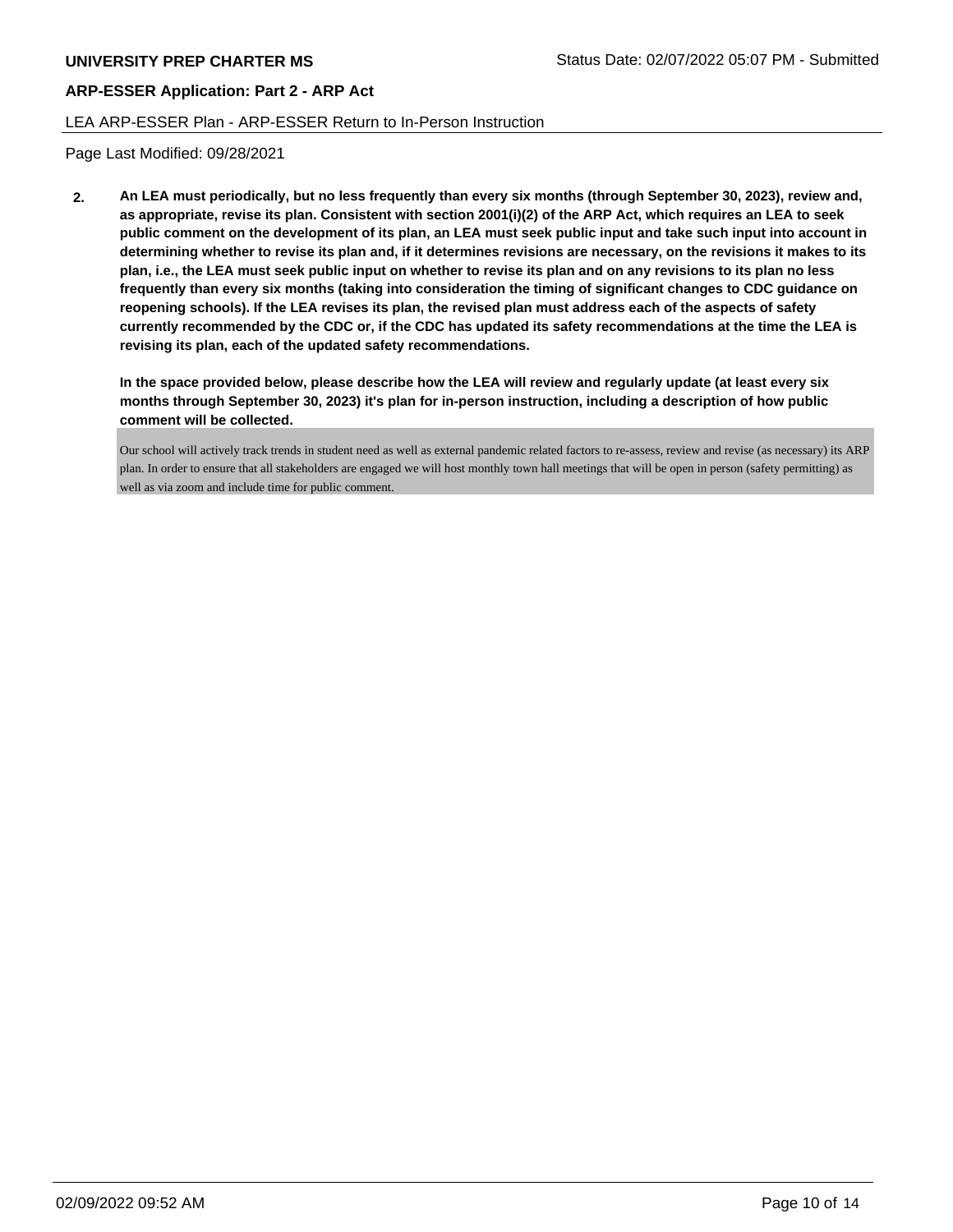**2.** **An LEA must periodically, but no less frequently than every six months (through September 30, 2023), review and, as appropriate, revise its plan. Consistent with section 2001(i)(2) of the ARP Act, which requires an LEA to seek public comment on the development of its plan, an LEA must seek public input and take such input into account in determining whether to revise its plan and, if it determines revisions are necessary, on the revisions it makes to its plan, i.e., the LEA must seek public input on whether to revise its plan and on any revisions to its plan no less frequently than every six months (taking into consideration the timing of significant changes to CDC guidance on reopening schools). If the LEA revises its plan, the revised plan must address each of the aspects of safety currently recommended by the CDC or, if the CDC has updated its safety recommendations at the time the LEA is revising its plan, each of the updated safety recommendations.**

**In the space provided below, please describe how the LEA will review and regularly update (at least every six months through September 30, 2023) it's plan for in-person instruction, including a description of how public comment will be collected.**

Our school will actively track trends in student need as well as external pandemic related factors to re-assess, review and revise (as necessary) its ARP plan. In order to ensure that all stakeholders are engaged we will host monthly town hall meetings that will be open in person (safety permitting) as well as via zoom and include time for public comment.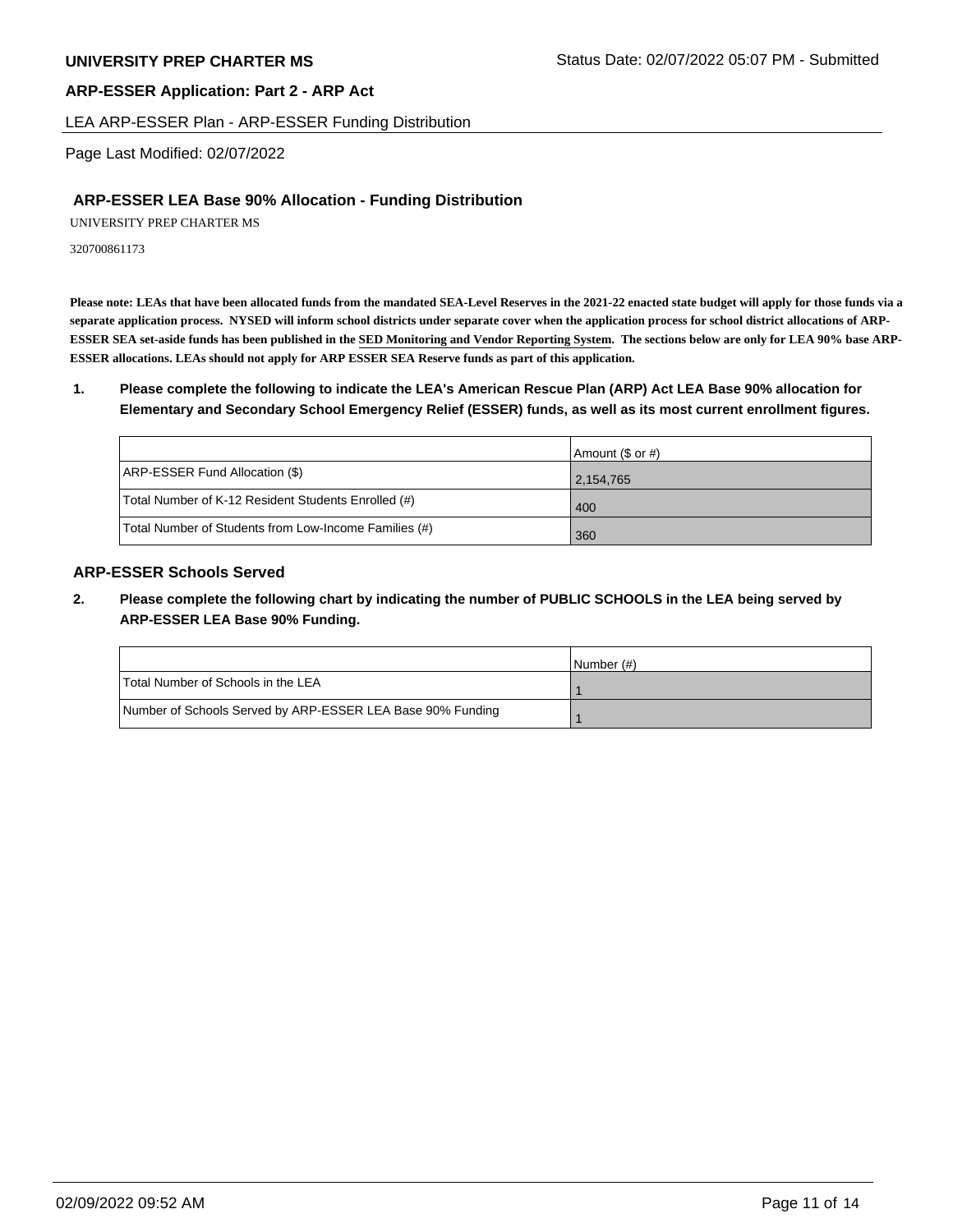## ARP-ESSER LEA Base 90% Allocation - Funding Distribution

UNIVERSITY PREP CHARTER MS

320700861173

**Please note: LEAs that have been allocated funds from the mandated SEA-Level Reserves in the 2021-22 enacted state budget will apply for those funds via a separate application process. NYSED will inform school districts under separate cover when the application process for school district allocations of ARP-ESSER SEA set-aside funds has been published in the SED Monitoring and Vendor Reporting System. The sections below are only for LEA 90% base ARP-ESSER allocations. LEAs should not apply for ARP ESSER SEA Reserve funds as part of this application.**

**1. Please complete the following to indicate the LEA's American Rescue Plan (ARP) Act LEA Base 90% allocation for Elementary and Secondary School Emergency Relief (ESSER) funds, as well as its most current enrollment figures.**

| | Amount ($ or #) |
|---|---|
| ARP-ESSER Fund Allocation ($) | 2,154,765 |
| Total Number of K-12 Resident Students Enrolled (#) | 400 |
| Total Number of Students from Low-Income Families (#) | 360 |

## ARP-ESSER Schools Served

**2. Please complete the following chart by indicating the number of PUBLIC SCHOOLS in the LEA being served by ARP-ESSER LEA Base 90% Funding.**

| | Number (#) |
|---|---|
| Total Number of Schools in the LEA | 1 |
| Number of Schools Served by ARP-ESSER LEA Base 90% Funding | 1 |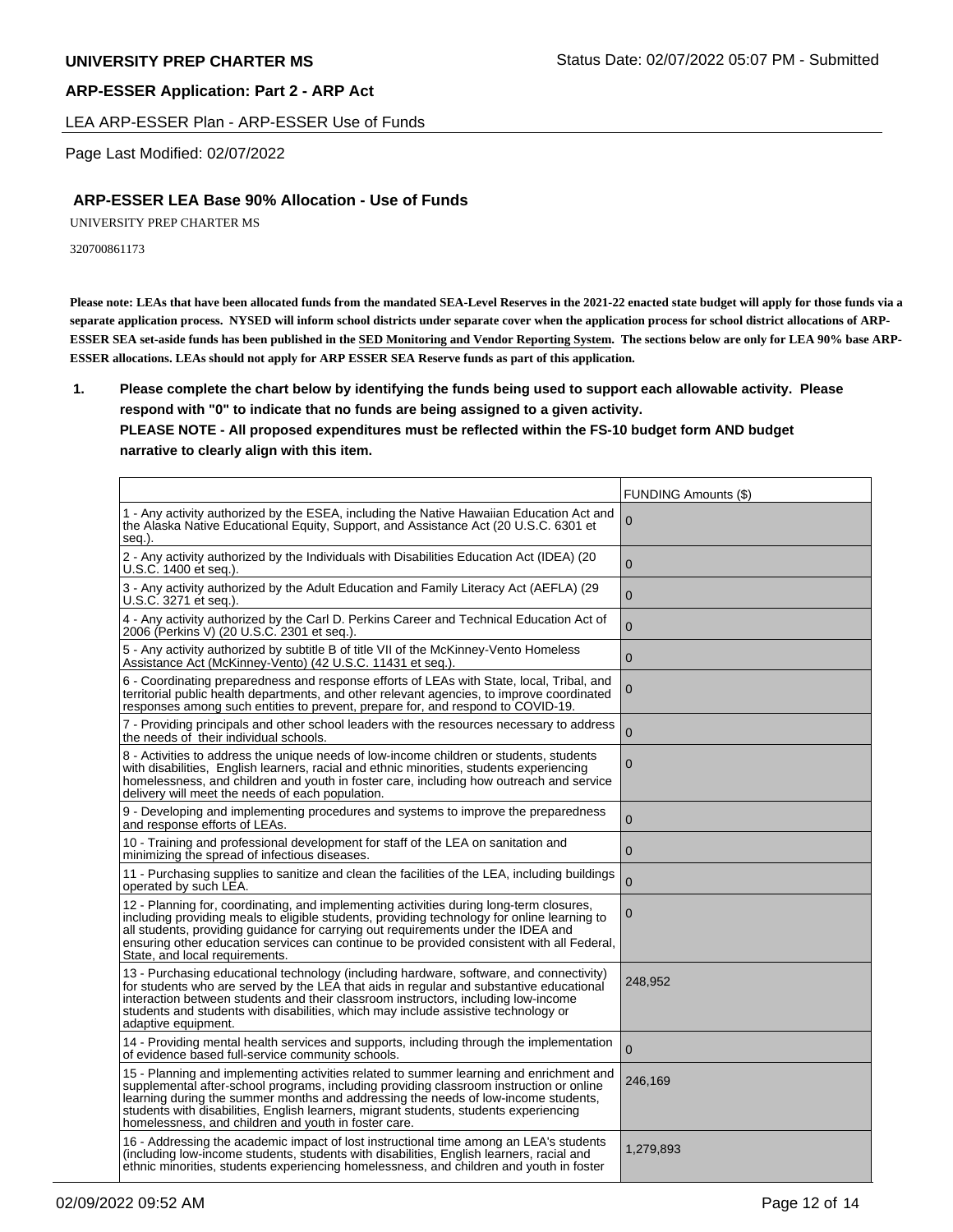**UNIVERSITY PREP CHARTER MS**

**ARP-ESSER Application: Part 2 - ARP Act**

LEA ARP-ESSER Plan - ARP-ESSER Use of Funds

Page Last Modified: 02/07/2022

### ARP-ESSER LEA Base 90% Allocation - Use of Funds

UNIVERSITY PREP CHARTER MS

320700861173

**Please note: LEAs that have been allocated funds from the mandated SEA-Level Reserves in the 2021-22 enacted state budget will apply for those funds via a separate application process. NYSED will inform school districts under separate cover when the application process for school district allocations of ARP-ESSER SEA set-aside funds has been published in the SED Monitoring and Vendor Reporting System. The sections below are only for LEA 90% base ARP-ESSER allocations. LEAs should not apply for ARP ESSER SEA Reserve funds as part of this application.**

1. **Please complete the chart below by identifying the funds being used to support each allowable activity. Please respond with "0" to indicate that no funds are being assigned to a given activity.**
   **PLEASE NOTE - All proposed expenditures must be reflected within the FS-10 budget form AND budget narrative to clearly align with this item.**

| | FUNDING Amounts ($) |
|---|---|
| 1 - Any activity authorized by the ESEA, including the Native Hawaiian Education Act and the Alaska Native Educational Equity, Support, and Assistance Act (20 U.S.C. 6301 et seq.). | 0 |
| 2 - Any activity authorized by the Individuals with Disabilities Education Act (IDEA) (20 U.S.C. 1400 et seq.). | 0 |
| 3 - Any activity authorized by the Adult Education and Family Literacy Act (AEFLA) (29 U.S.C. 3271 et seq.). | 0 |
| 4 - Any activity authorized by the Carl D. Perkins Career and Technical Education Act of 2006 (Perkins V) (20 U.S.C. 2301 et seq.). | 0 |
| 5 - Any activity authorized by subtitle B of title VII of the McKinney-Vento Homeless Assistance Act (McKinney-Vento) (42 U.S.C. 11431 et seq.). | 0 |
| 6 - Coordinating preparedness and response efforts of LEAs with State, local, Tribal, and territorial public health departments, and other relevant agencies, to improve coordinated responses among such entities to prevent, prepare for, and respond to COVID-19. | 0 |
| 7 - Providing principals and other school leaders with the resources necessary to address the needs of their individual schools. | 0 |
| 8 - Activities to address the unique needs of low-income children or students, students with disabilities, English learners, racial and ethnic minorities, students experiencing homelessness, and children and youth in foster care, including how outreach and service delivery will meet the needs of each population. | 0 |
| 9 - Developing and implementing procedures and systems to improve the preparedness and response efforts of LEAs. | 0 |
| 10 - Training and professional development for staff of the LEA on sanitation and minimizing the spread of infectious diseases. | 0 |
| 11 - Purchasing supplies to sanitize and clean the facilities of the LEA, including buildings operated by such LEA. | 0 |
| 12 - Planning for, coordinating, and implementing activities during long-term closures, including providing meals to eligible students, providing technology for online learning to all students, providing guidance for carrying out requirements under the IDEA and ensuring other education services can continue to be provided consistent with all Federal, State, and local requirements. | 0 |
| 13 - Purchasing educational technology (including hardware, software, and connectivity) for students who are served by the LEA that aids in regular and substantive educational interaction between students and their classroom instructors, including low-income students and students with disabilities, which may include assistive technology or adaptive equipment. | 248,952 |
| 14 - Providing mental health services and supports, including through the implementation of evidence based full-service community schools. | 0 |
| 15 - Planning and implementing activities related to summer learning and enrichment and supplemental after-school programs, including providing classroom instruction or online learning during the summer months and addressing the needs of low-income students, students with disabilities, English learners, migrant students, students experiencing homelessness, and children and youth in foster care. | 246,169 |
| 16 - Addressing the academic impact of lost instructional time among an LEA's students (including low-income students, students with disabilities, English learners, racial and ethnic minorities, students experiencing homelessness, and children and youth in foster | 1,279,893 |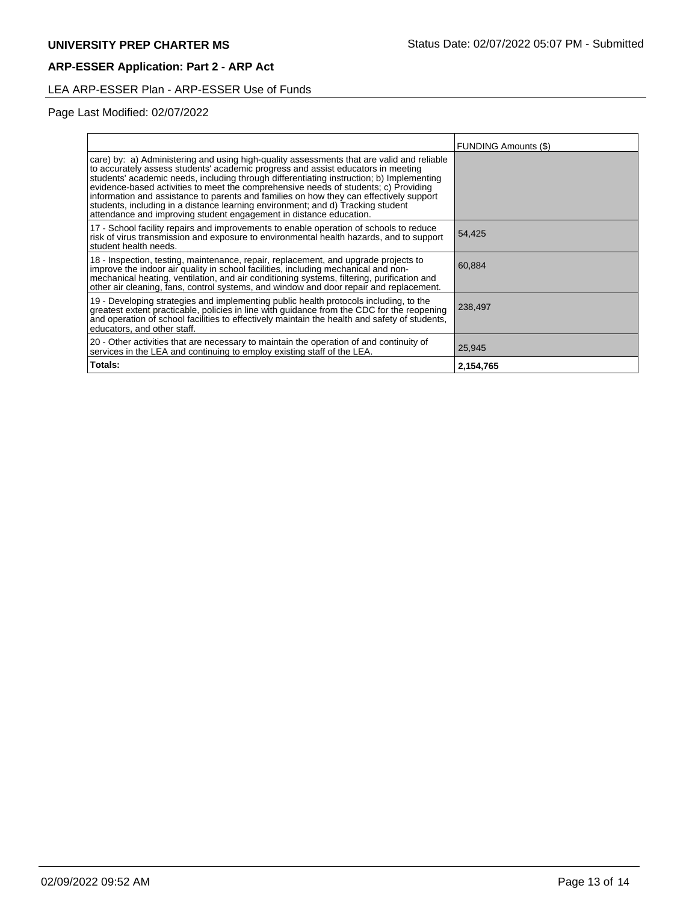## ARP-ESSER Application: Part 2 - ARP Act

LEA ARP-ESSER Plan - ARP-ESSER Use of Funds

Page Last Modified: 02/07/2022

| | FUNDING Amounts ($) |
|---|---|
| care) by: a) Administering and using high-quality assessments that are valid and reliable to accurately assess students' academic progress and assist educators in meeting students' academic needs, including through differentiating instruction; b) Implementing evidence-based activities to meet the comprehensive needs of students; c) Providing information and assistance to parents and families on how they can effectively support students, including in a distance learning environment; and d) Tracking student attendance and improving student engagement in distance education. | |
| 17 - School facility repairs and improvements to enable operation of schools to reduce risk of virus transmission and exposure to environmental health hazards, and to support student health needs. | 54,425 |
| 18 - Inspection, testing, maintenance, repair, replacement, and upgrade projects to improve the indoor air quality in school facilities, including mechanical and non-mechanical heating, ventilation, and air conditioning systems, filtering, purification and other air cleaning, fans, control systems, and window and door repair and replacement. | 60,884 |
| 19 - Developing strategies and implementing public health protocols including, to the greatest extent practicable, policies in line with guidance from the CDC for the reopening and operation of school facilities to effectively maintain the health and safety of students, educators, and other staff. | 238,497 |
| 20 - Other activities that are necessary to maintain the operation of and continuity of services in the LEA and continuing to employ existing staff of the LEA. | 25,945 |
| **Totals:** | **2,154,765** |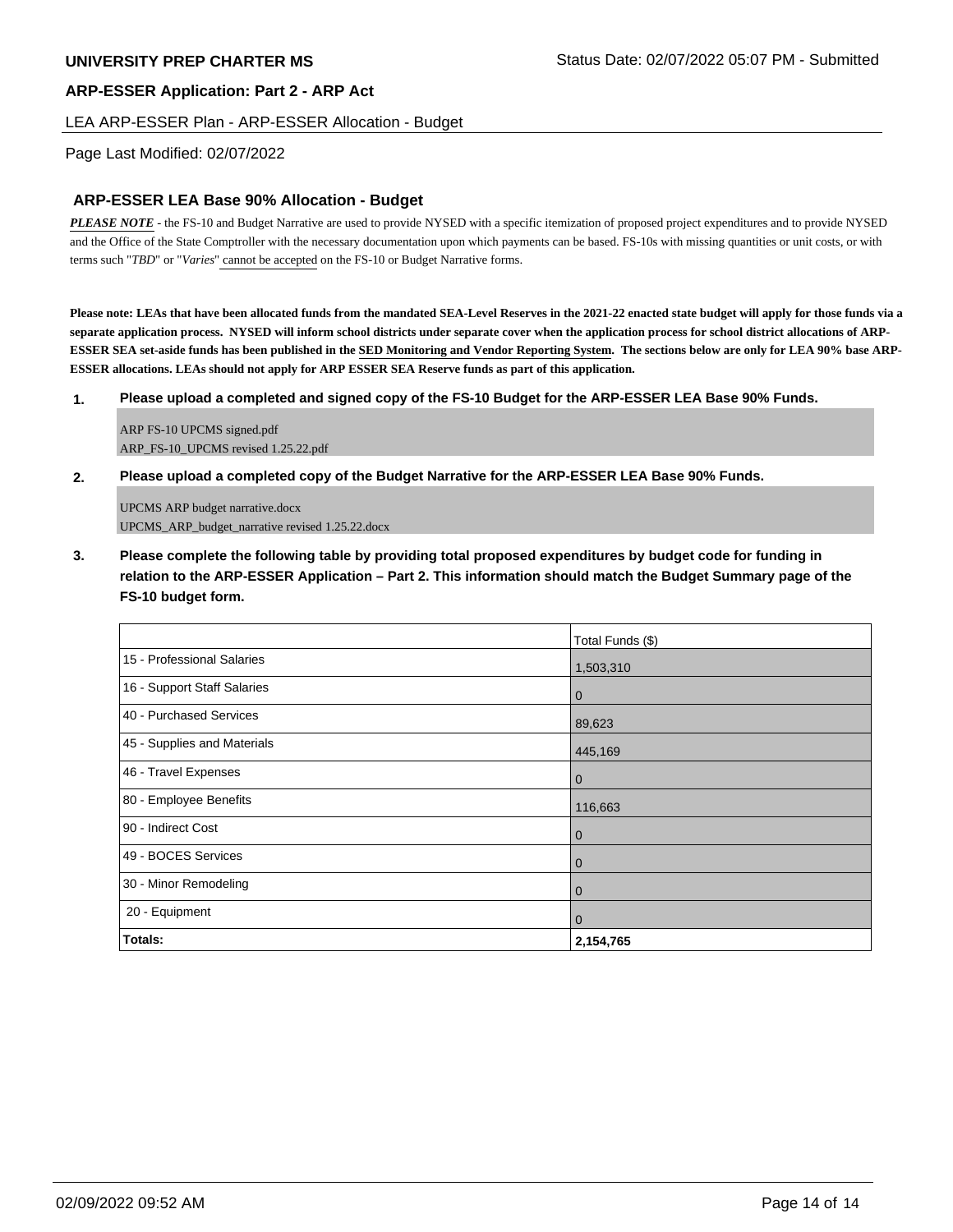**UNIVERSITY PREP CHARTER MS**

Status Date: 02/07/2022 05:07 PM - Submitted

**ARP-ESSER Application: Part 2 - ARP Act**

LEA ARP-ESSER Plan - ARP-ESSER Allocation - Budget

Page Last Modified: 02/07/2022

## ARP-ESSER LEA Base 90% Allocation - Budget

***PLEASE NOTE*** - the FS-10 and Budget Narrative are used to provide NYSED with a specific itemization of proposed project expenditures and to provide NYSED and the Office of the State Comptroller with the necessary documentation upon which payments can be based. FS-10s with missing quantities or unit costs, or with terms such "*TBD*" or "*Varies*" cannot be accepted on the FS-10 or Budget Narrative forms.

**Please note: LEAs that have been allocated funds from the mandated SEA-Level Reserves in the 2021-22 enacted state budget will apply for those funds via a separate application process. NYSED will inform school districts under separate cover when the application process for school district allocations of ARP-ESSER SEA set-aside funds has been published in the SED Monitoring and Vendor Reporting System. The sections below are only for LEA 90% base ARP-ESSER allocations. LEAs should not apply for ARP ESSER SEA Reserve funds as part of this application.**

**1. Please upload a completed and signed copy of the FS-10 Budget for the ARP-ESSER LEA Base 90% Funds.**

ARP FS-10 UPCMS signed.pdf
ARP_FS-10_UPCMS revised 1.25.22.pdf

**2. Please upload a completed copy of the Budget Narrative for the ARP-ESSER LEA Base 90% Funds.**

UPCMS ARP budget narrative.docx
UPCMS_ARP_budget_narrative revised 1.25.22.docx

**3. Please complete the following table by providing total proposed expenditures by budget code for funding in relation to the ARP-ESSER Application – Part 2. This information should match the Budget Summary page of the FS-10 budget form.**

| | Total Funds ($) |
|---|---|
| 15 - Professional Salaries | 1,503,310 |
| 16 - Support Staff Salaries | 0 |
| 40 - Purchased Services | 89,623 |
| 45 - Supplies and Materials | 445,169 |
| 46 - Travel Expenses | 0 |
| 80 - Employee Benefits | 116,663 |
| 90 - Indirect Cost | 0 |
| 49 - BOCES Services | 0 |
| 30 - Minor Remodeling | 0 |
| 20 - Equipment | 0 |
| **Totals:** | **2,154,765** |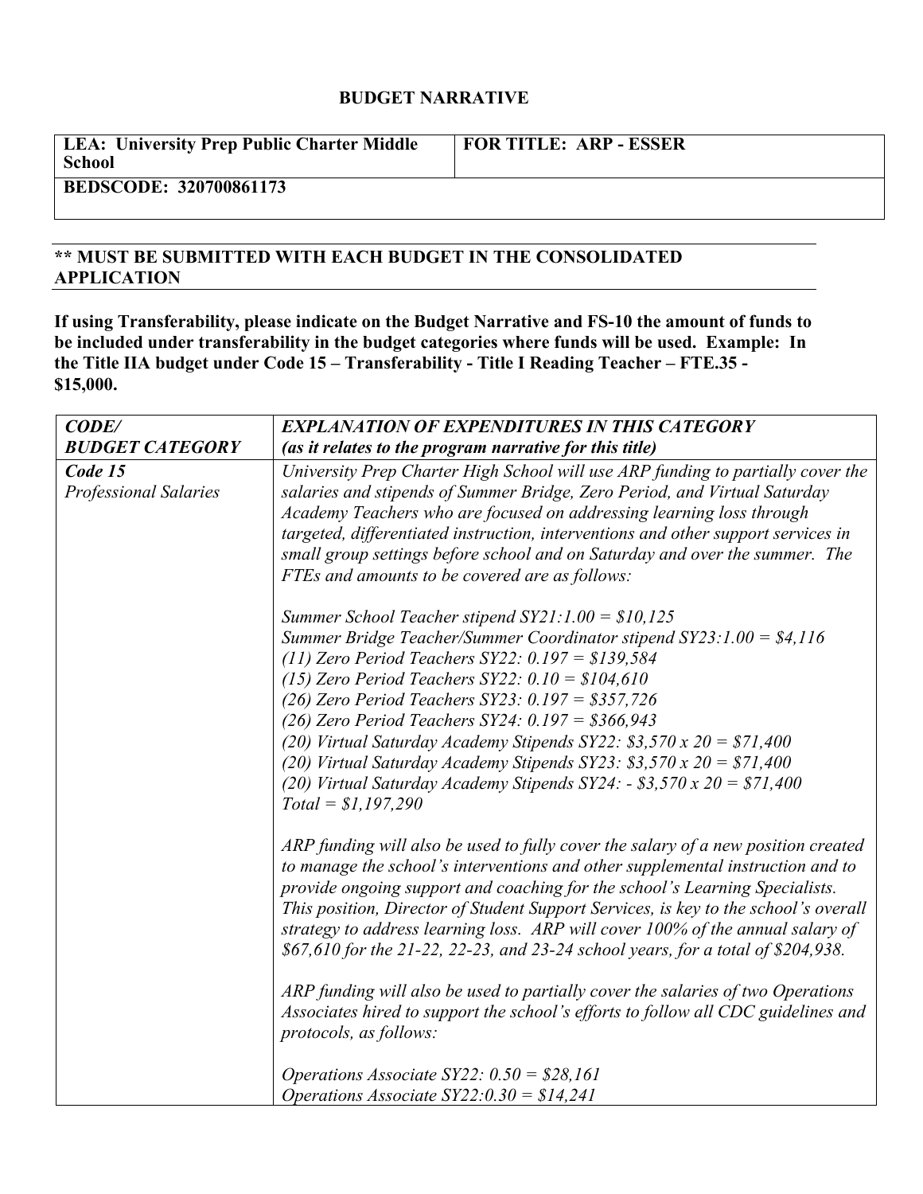**BUDGET NARRATIVE**

| LEA: University Prep Public Charter Middle School | FOR TITLE: ARP - ESSER |
|---|---|
| BEDSCODE: 320700861173 | |

**** MUST BE SUBMITTED WITH EACH BUDGET IN THE CONSOLIDATED APPLICATION**

**If using Transferability, please indicate on the Budget Narrative and FS-10 the amount of funds to be included under transferability in the budget categories where funds will be used. Example: In the Title IIA budget under Code 15 – Transferability - Title I Reading Teacher – FTE.35 - $15,000.**

| ***CODE/ BUDGET CATEGORY*** | ***EXPLANATION OF EXPENDITURES IN THIS CATEGORY (as it relates to the program narrative for this title)*** |
|---|---|
| *Code 15* *Professional Salaries* | *University Prep Charter High School will use ARP funding to partially cover the salaries and stipends of Summer Bridge, Zero Period, and Virtual Saturday Academy Teachers who are focused on addressing learning loss through targeted, differentiated instruction, interventions and other support services in small group settings before school and on Saturday and over the summer. The FTEs and amounts to be covered are as follows:*<br><br>*Summer School Teacher stipend SY21:1.00 = $10,125*<br>*Summer Bridge Teacher/Summer Coordinator stipend SY23:1.00 = $4,116*<br>*(11) Zero Period Teachers SY22: 0.197 = $139,584*<br>*(15) Zero Period Teachers SY22: 0.10 = $104,610*<br>*(26) Zero Period Teachers SY23: 0.197 = $357,726*<br>*(26) Zero Period Teachers SY24: 0.197 = $366,943*<br>*(20) Virtual Saturday Academy Stipends SY22: $3,570 x 20 = $71,400*<br>*(20) Virtual Saturday Academy Stipends SY23: $3,570 x 20 = $71,400*<br>*(20) Virtual Saturday Academy Stipends SY24: - $3,570 x 20 = $71,400*<br>*Total = $1,197,290*<br><br>*ARP funding will also be used to fully cover the salary of a new position created to manage the school's interventions and other supplemental instruction and to provide ongoing support and coaching for the school's Learning Specialists. This position, Director of Student Support Services, is key to the school's overall strategy to address learning loss. ARP will cover 100% of the annual salary of $67,610 for the 21-22, 22-23, and 23-24 school years, for a total of $204,938.*<br><br>*ARP funding will also be used to partially cover the salaries of two Operations Associates hired to support the school's efforts to follow all CDC guidelines and protocols, as follows:*<br><br>*Operations Associate SY22: 0.50 = $28,161*<br>*Operations Associate SY22:0.30 = $14,241* |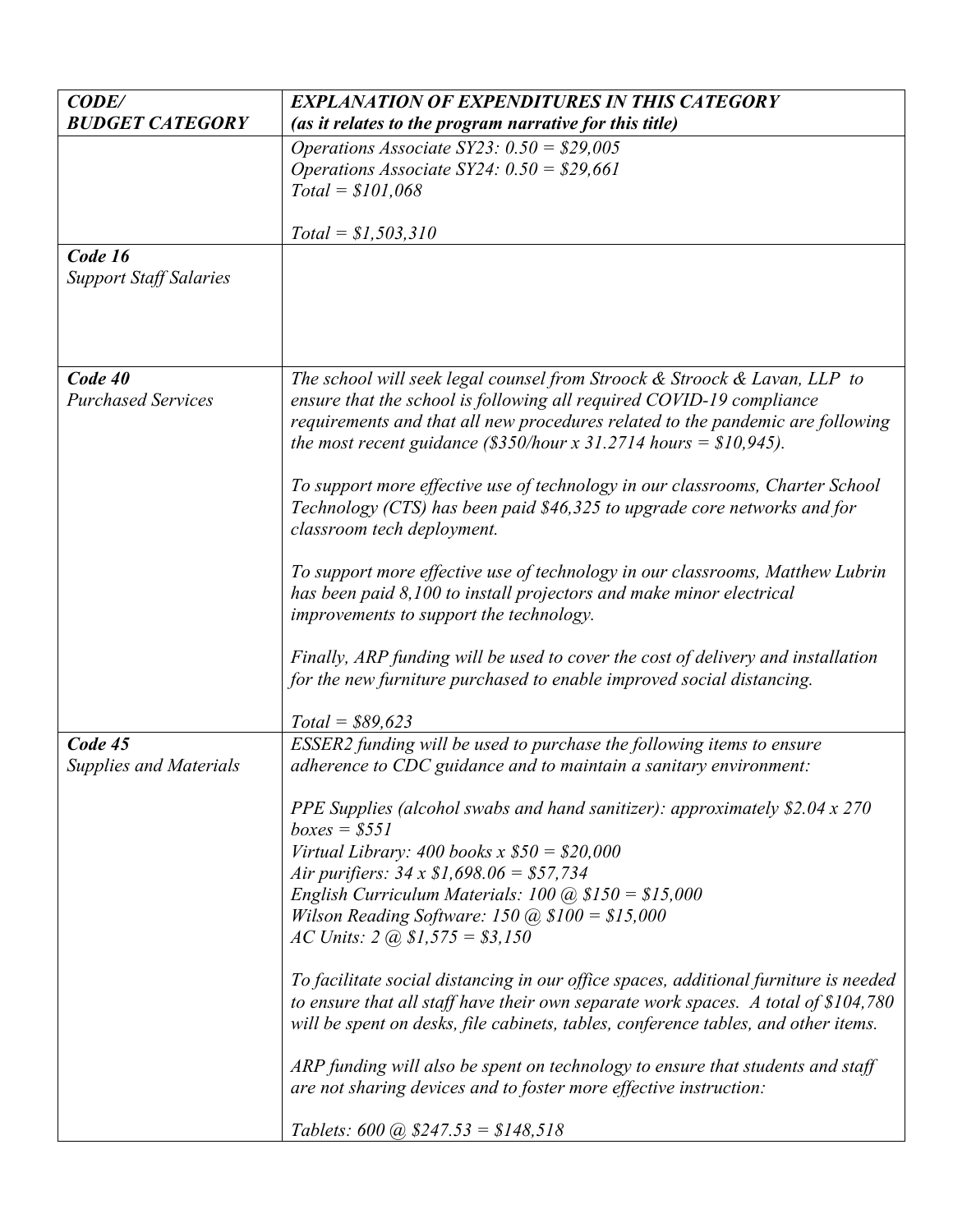| *CODE/ BUDGET CATEGORY* | *EXPLANATION OF EXPENDITURES IN THIS CATEGORY (as it relates to the program narrative for this title)* |
|---|---|
| | *Operations Associate SY23: 0.50 = $29,005*<br>*Operations Associate SY24: 0.50 = $29,661*<br>*Total = $101,068*<br><br>*Total = $1,503,310* |
| ***Code 16*** *Support Staff Salaries* | |
| ***Code 40*** *Purchased Services* | *The school will seek legal counsel from Stroock & Stroock & Lavan, LLP to ensure that the school is following all required COVID-19 compliance requirements and that all new procedures related to the pandemic are following the most recent guidance ($350/hour x 31.2714 hours = $10,945).*<br><br>*To support more effective use of technology in our classrooms, Charter School Technology (CTS) has been paid $46,325 to upgrade core networks and for classroom tech deployment.*<br><br>*To support more effective use of technology in our classrooms, Matthew Lubrin has been paid 8,100 to install projectors and make minor electrical improvements to support the technology.*<br><br>*Finally, ARP funding will be used to cover the cost of delivery and installation for the new furniture purchased to enable improved social distancing.*<br><br>*Total = $89,623* |
| ***Code 45*** *Supplies and Materials* | *ESSER2 funding will be used to purchase the following items to ensure adherence to CDC guidance and to maintain a sanitary environment:*<br><br>*PPE Supplies (alcohol swabs and hand sanitizer): approximately $2.04 x 270 boxes = $551*<br>*Virtual Library: 400 books x $50 = $20,000*<br>*Air purifiers: 34 x $1,698.06 = $57,734*<br>*English Curriculum Materials: 100 @ $150 = $15,000*<br>*Wilson Reading Software: 150 @ $100 = $15,000*<br>*AC Units: 2 @ $1,575 = $3,150*<br><br>*To facilitate social distancing in our office spaces, additional furniture is needed to ensure that all staff have their own separate work spaces. A total of $104,780 will be spent on desks, file cabinets, tables, conference tables, and other items.*<br><br>*ARP funding will also be spent on technology to ensure that students and staff are not sharing devices and to foster more effective instruction:*<br><br>*Tablets: 600 @ $247.53 = $148,518* |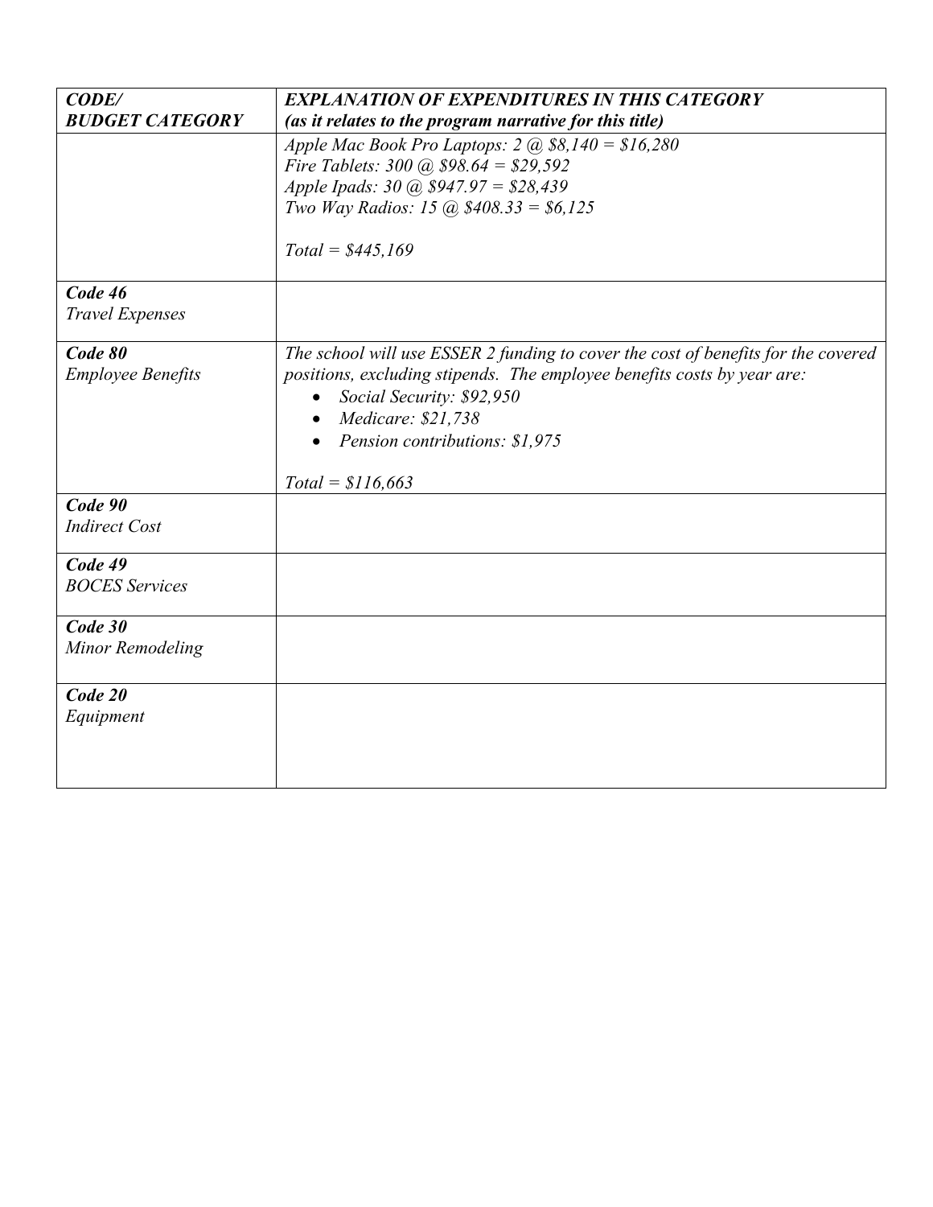| ***CODE/ BUDGET CATEGORY*** | ***EXPLANATION OF EXPENDITURES IN THIS CATEGORY (as it relates to the program narrative for this title)*** |
|---|---|
| | *Apple Mac Book Pro Laptops: 2 @ $8,140 = $16,280*<br>*Fire Tablets: 300 @ $98.64 = $29,592*<br>*Apple Ipads: 30 @ $947.97 = $28,439*<br>*Two Way Radios: 15 @ $408.33 = $6,125*<br><br>*Total = $445,169* |
| ***Code 46***<br>*Travel Expenses* | |
| ***Code 80***<br>*Employee Benefits* | *The school will use ESSER 2 funding to cover the cost of benefits for the covered positions, excluding stipends. The employee benefits costs by year are:*<br>• *Social Security: $92,950*<br>• *Medicare: $21,738*<br>• *Pension contributions: $1,975*<br><br>*Total = $116,663* |
| ***Code 90***<br>*Indirect Cost* | |
| ***Code 49***<br>*BOCES Services* | |
| ***Code 30***<br>*Minor Remodeling* | |
| ***Code 20***<br>*Equipment* | |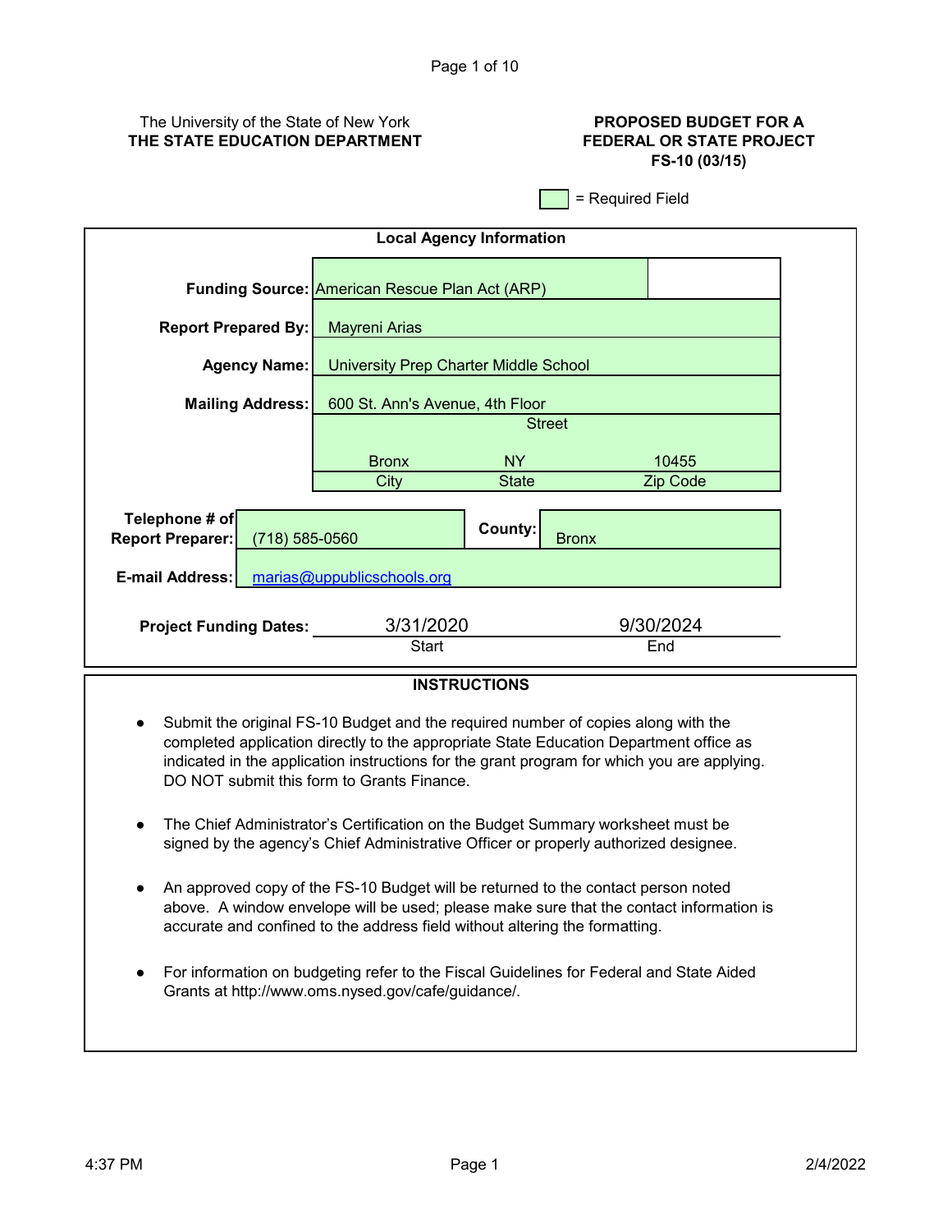The University of the State of New York
**THE STATE EDUCATION DEPARTMENT**

**PROPOSED BUDGET FOR A FEDERAL OR STATE PROJECT**
**FS-10 (03/15)**

= Required Field

## Local Agency Information

| | |
|---|---|
| **Funding Source:** | American Rescue Plan Act (ARP) |
| **Report Prepared By:** | Mayreni Arias |
| **Agency Name:** | University Prep Charter Middle School |
| **Mailing Address:** | 600 St. Ann's Avenue, 4th Floor (Street) |
| | Bronx (City), NY (State), 10455 (Zip Code) |
| **Telephone # of Report Preparer:** | (718) 585-0560 |
| **County:** | Bronx |
| **E-mail Address:** | marias@uppublicschools.org |
| **Project Funding Dates:** | 3/31/2020 (Start) – 9/30/2024 (End) |

## INSTRUCTIONS

- Submit the original FS-10 Budget and the required number of copies along with the completed application directly to the appropriate State Education Department office as indicated in the application instructions for the grant program for which you are applying. DO NOT submit this form to Grants Finance.
- The Chief Administrator's Certification on the Budget Summary worksheet must be signed by the agency's Chief Administrative Officer or properly authorized designee.
- An approved copy of the FS-10 Budget will be returned to the contact person noted above. A window envelope will be used; please make sure that the contact information is accurate and confined to the address field without altering the formatting.
- For information on budgeting refer to the Fiscal Guidelines for Federal and State Aided Grants at http://www.oms.nysed.gov/cafe/guidance/.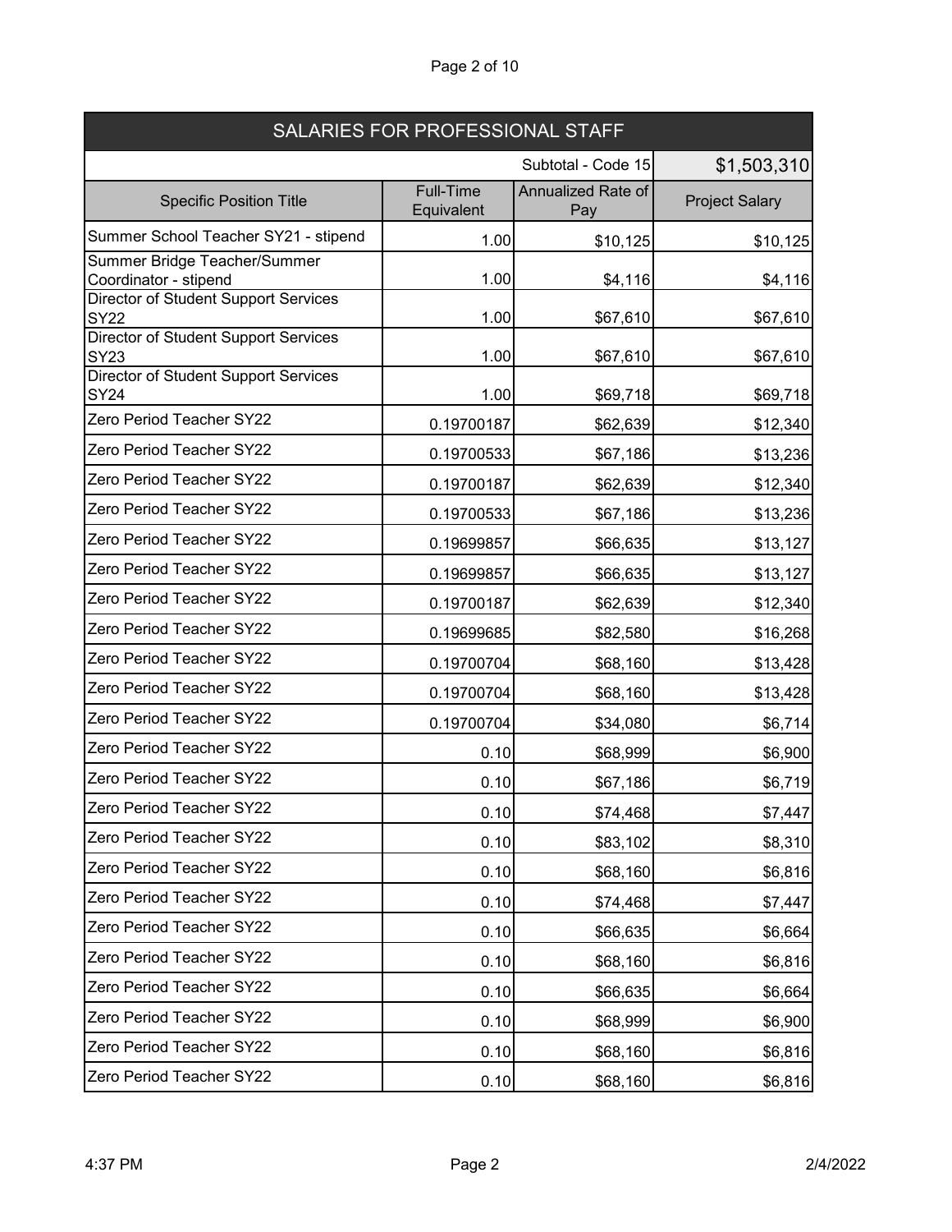## SALARIES FOR PROFESSIONAL STAFF

| | | Subtotal - Code 15 | $1,503,310 |
|---|---|---|---|
| **Specific Position Title** | **Full-Time Equivalent** | **Annualized Rate of Pay** | **Project Salary** |
| Summer School Teacher SY21 - stipend | 1.00 | $10,125 | $10,125 |
| Summer Bridge Teacher/Summer Coordinator - stipend | 1.00 | $4,116 | $4,116 |
| Director of Student Support Services SY22 | 1.00 | $67,610 | $67,610 |
| Director of Student Support Services SY23 | 1.00 | $67,610 | $67,610 |
| Director of Student Support Services SY24 | 1.00 | $69,718 | $69,718 |
| Zero Period Teacher SY22 | 0.19700187 | $62,639 | $12,340 |
| Zero Period Teacher SY22 | 0.19700533 | $67,186 | $13,236 |
| Zero Period Teacher SY22 | 0.19700187 | $62,639 | $12,340 |
| Zero Period Teacher SY22 | 0.19700533 | $67,186 | $13,236 |
| Zero Period Teacher SY22 | 0.19699857 | $66,635 | $13,127 |
| Zero Period Teacher SY22 | 0.19699857 | $66,635 | $13,127 |
| Zero Period Teacher SY22 | 0.19700187 | $62,639 | $12,340 |
| Zero Period Teacher SY22 | 0.19699685 | $82,580 | $16,268 |
| Zero Period Teacher SY22 | 0.19700704 | $68,160 | $13,428 |
| Zero Period Teacher SY22 | 0.19700704 | $68,160 | $13,428 |
| Zero Period Teacher SY22 | 0.19700704 | $34,080 | $6,714 |
| Zero Period Teacher SY22 | 0.10 | $68,999 | $6,900 |
| Zero Period Teacher SY22 | 0.10 | $67,186 | $6,719 |
| Zero Period Teacher SY22 | 0.10 | $74,468 | $7,447 |
| Zero Period Teacher SY22 | 0.10 | $83,102 | $8,310 |
| Zero Period Teacher SY22 | 0.10 | $68,160 | $6,816 |
| Zero Period Teacher SY22 | 0.10 | $74,468 | $7,447 |
| Zero Period Teacher SY22 | 0.10 | $66,635 | $6,664 |
| Zero Period Teacher SY22 | 0.10 | $68,160 | $6,816 |
| Zero Period Teacher SY22 | 0.10 | $66,635 | $6,664 |
| Zero Period Teacher SY22 | 0.10 | $68,999 | $6,900 |
| Zero Period Teacher SY22 | 0.10 | $68,160 | $6,816 |
| Zero Period Teacher SY22 | 0.10 | $68,160 | $6,816 |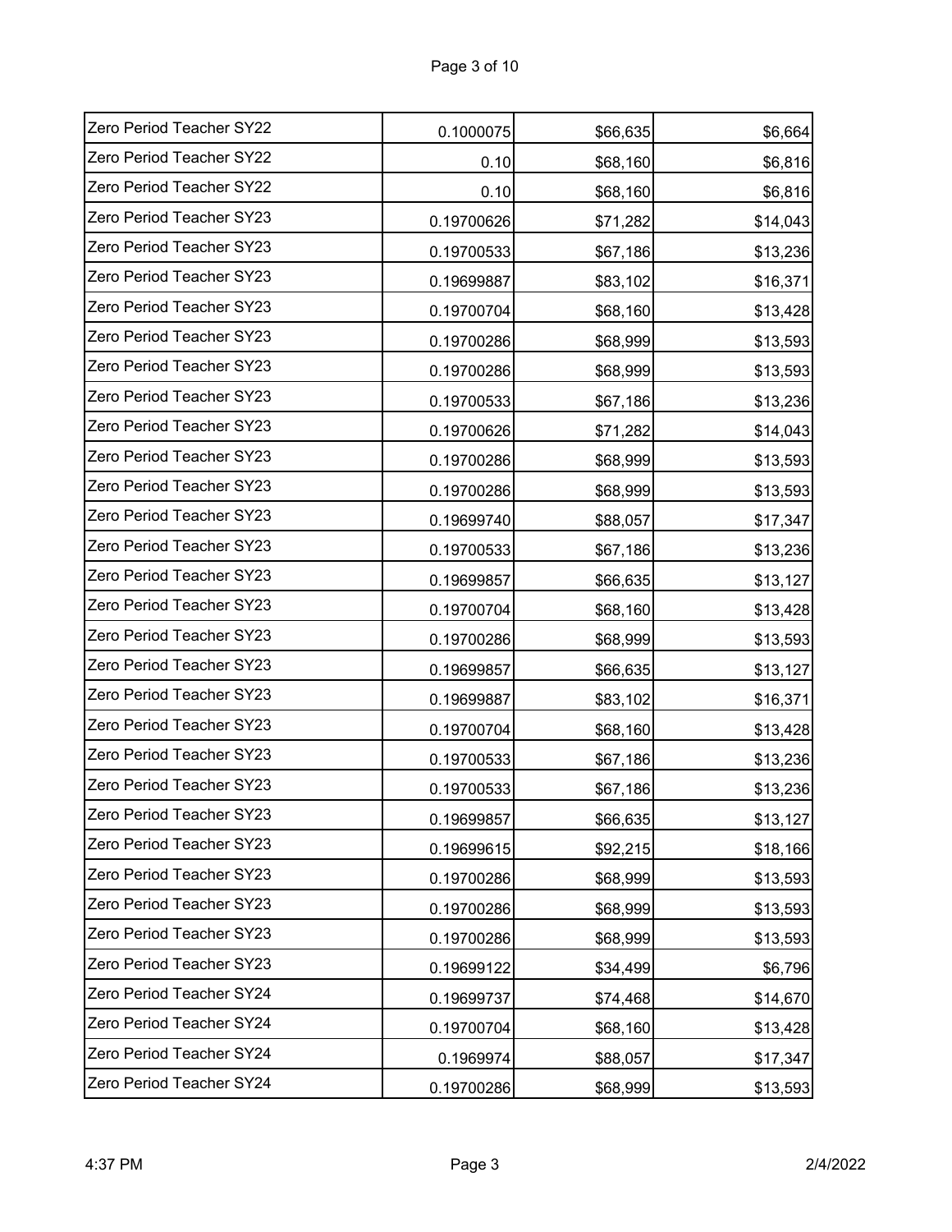| | | | |
|---|---|---|---|
| Zero Period Teacher SY22 | 0.1000075 | $66,635 | $6,664 |
| Zero Period Teacher SY22 | 0.10 | $68,160 | $6,816 |
| Zero Period Teacher SY22 | 0.10 | $68,160 | $6,816 |
| Zero Period Teacher SY23 | 0.19700626 | $71,282 | $14,043 |
| Zero Period Teacher SY23 | 0.19700533 | $67,186 | $13,236 |
| Zero Period Teacher SY23 | 0.19699887 | $83,102 | $16,371 |
| Zero Period Teacher SY23 | 0.19700704 | $68,160 | $13,428 |
| Zero Period Teacher SY23 | 0.19700286 | $68,999 | $13,593 |
| Zero Period Teacher SY23 | 0.19700286 | $68,999 | $13,593 |
| Zero Period Teacher SY23 | 0.19700533 | $67,186 | $13,236 |
| Zero Period Teacher SY23 | 0.19700626 | $71,282 | $14,043 |
| Zero Period Teacher SY23 | 0.19700286 | $68,999 | $13,593 |
| Zero Period Teacher SY23 | 0.19700286 | $68,999 | $13,593 |
| Zero Period Teacher SY23 | 0.19699740 | $88,057 | $17,347 |
| Zero Period Teacher SY23 | 0.19700533 | $67,186 | $13,236 |
| Zero Period Teacher SY23 | 0.19699857 | $66,635 | $13,127 |
| Zero Period Teacher SY23 | 0.19700704 | $68,160 | $13,428 |
| Zero Period Teacher SY23 | 0.19700286 | $68,999 | $13,593 |
| Zero Period Teacher SY23 | 0.19699857 | $66,635 | $13,127 |
| Zero Period Teacher SY23 | 0.19699887 | $83,102 | $16,371 |
| Zero Period Teacher SY23 | 0.19700704 | $68,160 | $13,428 |
| Zero Period Teacher SY23 | 0.19700533 | $67,186 | $13,236 |
| Zero Period Teacher SY23 | 0.19700533 | $67,186 | $13,236 |
| Zero Period Teacher SY23 | 0.19699857 | $66,635 | $13,127 |
| Zero Period Teacher SY23 | 0.19699615 | $92,215 | $18,166 |
| Zero Period Teacher SY23 | 0.19700286 | $68,999 | $13,593 |
| Zero Period Teacher SY23 | 0.19700286 | $68,999 | $13,593 |
| Zero Period Teacher SY23 | 0.19700286 | $68,999 | $13,593 |
| Zero Period Teacher SY23 | 0.19699122 | $34,499 | $6,796 |
| Zero Period Teacher SY24 | 0.19699737 | $74,468 | $14,670 |
| Zero Period Teacher SY24 | 0.19700704 | $68,160 | $13,428 |
| Zero Period Teacher SY24 | 0.1969974 | $88,057 | $17,347 |
| Zero Period Teacher SY24 | 0.19700286 | $68,999 | $13,593 |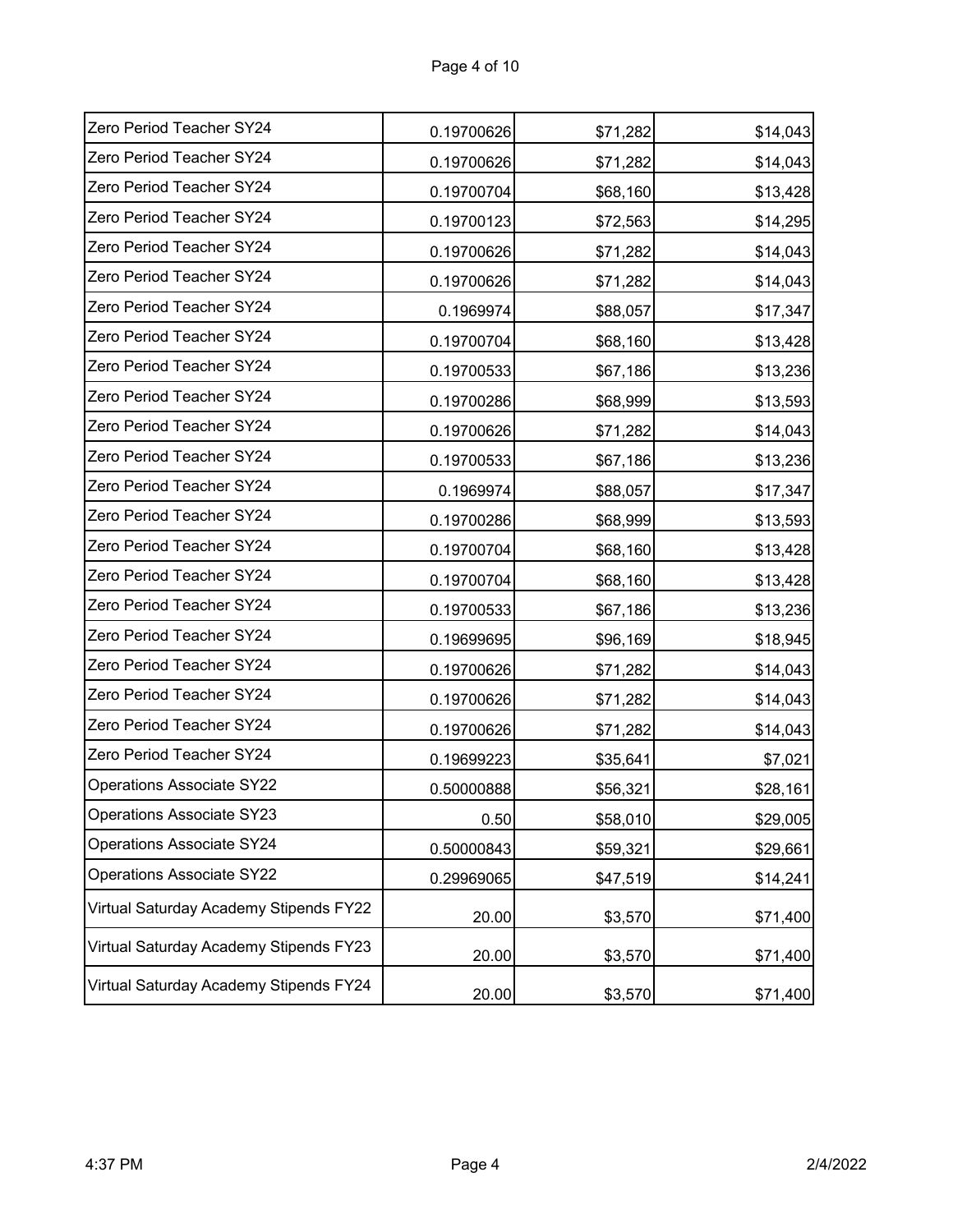| | | | |
|---|---|---|---|
| Zero Period Teacher SY24 | 0.19700626 | $71,282 | $14,043 |
| Zero Period Teacher SY24 | 0.19700626 | $71,282 | $14,043 |
| Zero Period Teacher SY24 | 0.19700704 | $68,160 | $13,428 |
| Zero Period Teacher SY24 | 0.19700123 | $72,563 | $14,295 |
| Zero Period Teacher SY24 | 0.19700626 | $71,282 | $14,043 |
| Zero Period Teacher SY24 | 0.19700626 | $71,282 | $14,043 |
| Zero Period Teacher SY24 | 0.1969974 | $88,057 | $17,347 |
| Zero Period Teacher SY24 | 0.19700704 | $68,160 | $13,428 |
| Zero Period Teacher SY24 | 0.19700533 | $67,186 | $13,236 |
| Zero Period Teacher SY24 | 0.19700286 | $68,999 | $13,593 |
| Zero Period Teacher SY24 | 0.19700626 | $71,282 | $14,043 |
| Zero Period Teacher SY24 | 0.19700533 | $67,186 | $13,236 |
| Zero Period Teacher SY24 | 0.1969974 | $88,057 | $17,347 |
| Zero Period Teacher SY24 | 0.19700286 | $68,999 | $13,593 |
| Zero Period Teacher SY24 | 0.19700704 | $68,160 | $13,428 |
| Zero Period Teacher SY24 | 0.19700704 | $68,160 | $13,428 |
| Zero Period Teacher SY24 | 0.19700533 | $67,186 | $13,236 |
| Zero Period Teacher SY24 | 0.19699695 | $96,169 | $18,945 |
| Zero Period Teacher SY24 | 0.19700626 | $71,282 | $14,043 |
| Zero Period Teacher SY24 | 0.19700626 | $71,282 | $14,043 |
| Zero Period Teacher SY24 | 0.19700626 | $71,282 | $14,043 |
| Zero Period Teacher SY24 | 0.19699223 | $35,641 | $7,021 |
| Operations Associate SY22 | 0.50000888 | $56,321 | $28,161 |
| Operations Associate SY23 | 0.50 | $58,010 | $29,005 |
| Operations Associate SY24 | 0.50000843 | $59,321 | $29,661 |
| Operations Associate SY22 | 0.29969065 | $47,519 | $14,241 |
| Virtual Saturday Academy Stipends FY22 | 20.00 | $3,570 | $71,400 |
| Virtual Saturday Academy Stipends FY23 | 20.00 | $3,570 | $71,400 |
| Virtual Saturday Academy Stipends FY24 | 20.00 | $3,570 | $71,400 |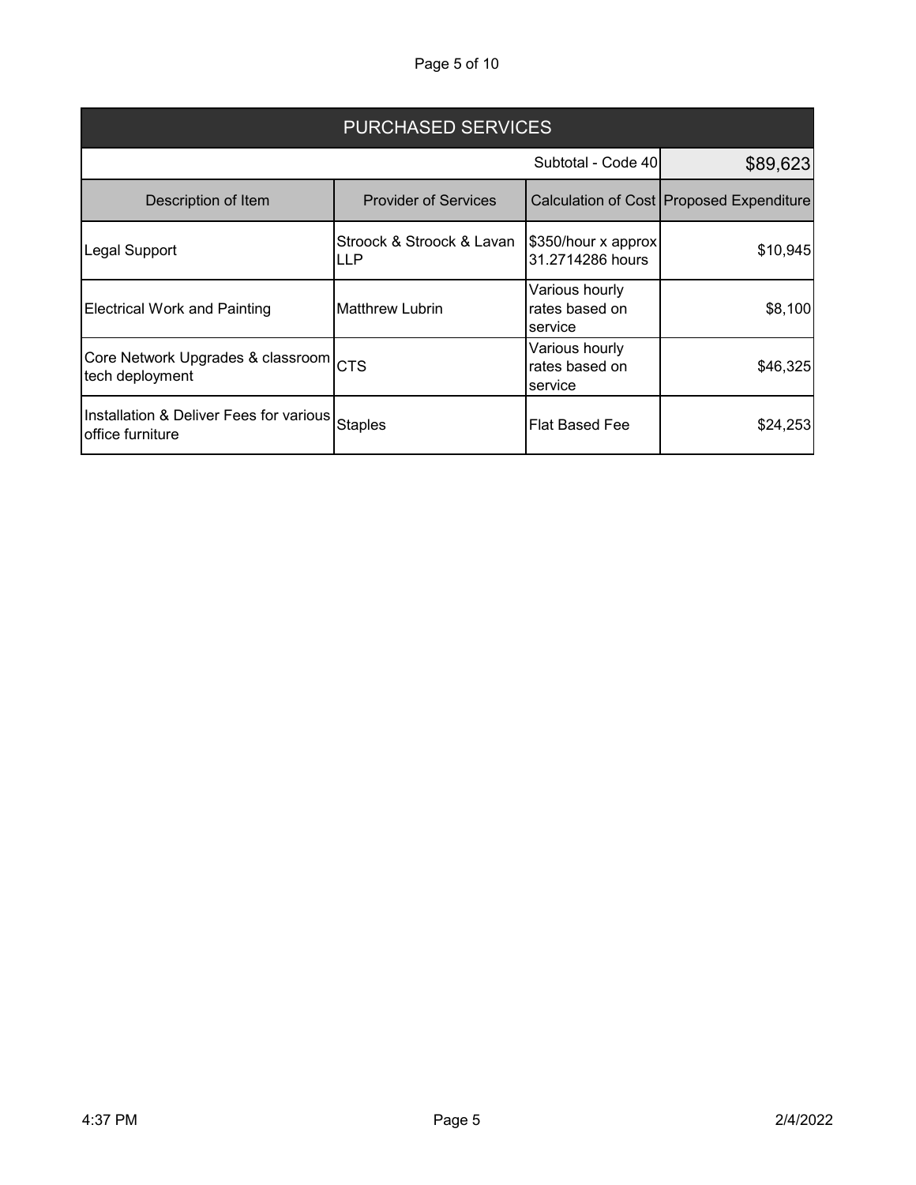| PURCHASED SERVICES | | | |
|---|---|---|---|
| | | Subtotal - Code 40 | $89,623 |
| Description of Item | Provider of Services | Calculation of Cost | Proposed Expenditure |
| Legal Support | Stroock & Stroock & Lavan LLP | $350/hour x approx 31.2714286 hours | $10,945 |
| Electrical Work and Painting | Matthrew Lubrin | Various hourly rates based on service | $8,100 |
| Core Network Upgrades & classroom tech deployment | CTS | Various hourly rates based on service | $46,325 |
| Installation & Deliver Fees for various office furniture | Staples | Flat Based Fee | $24,253 |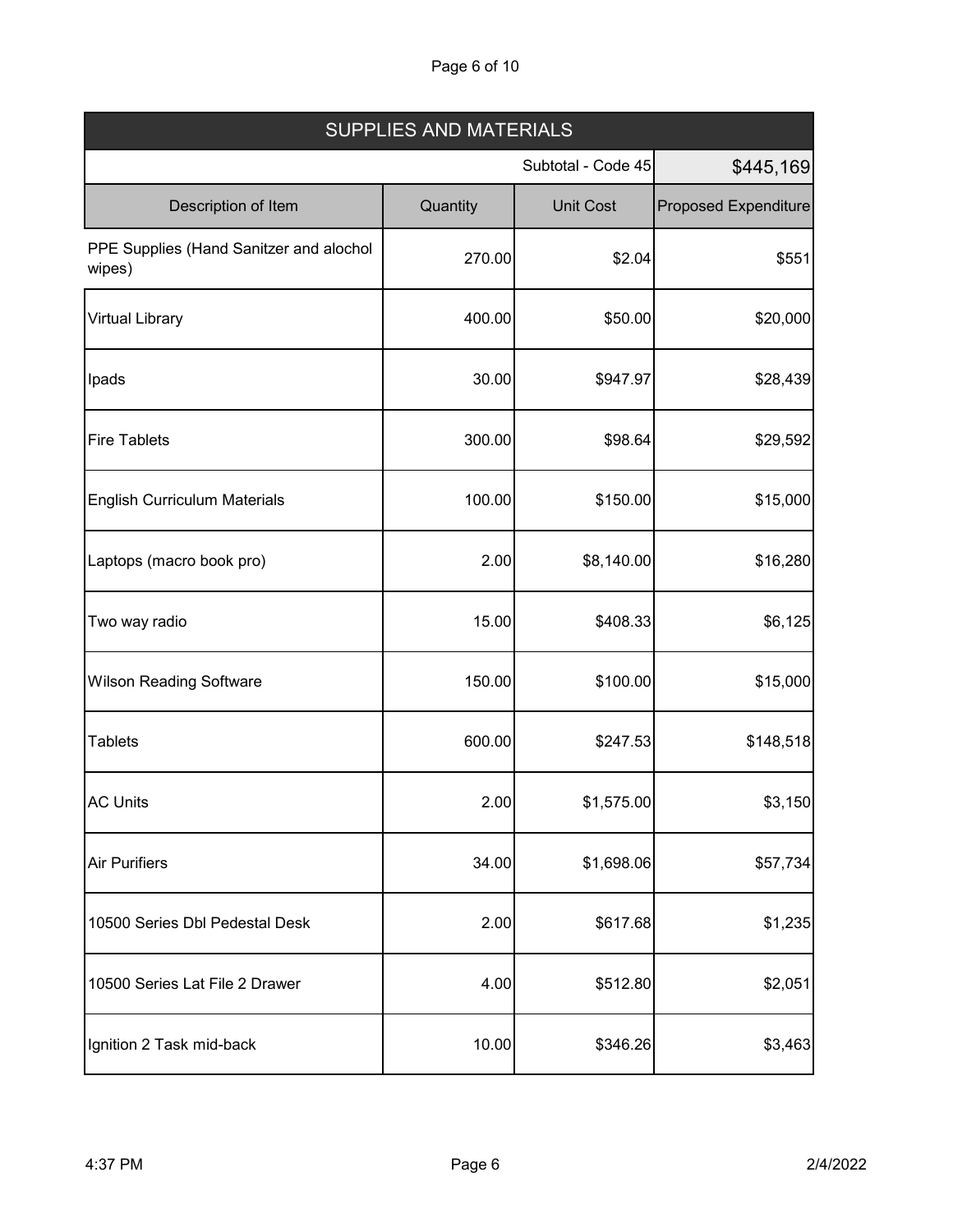| SUPPLIES AND MATERIALS | | | |
|---|---|---|---|
| | | Subtotal - Code 45 | $445,169 |
| Description of Item | Quantity | Unit Cost | Proposed Expenditure |
| PPE Supplies (Hand Sanitzer and alochol wipes) | 270.00 | $2.04 | $551 |
| Virtual Library | 400.00 | $50.00 | $20,000 |
| Ipads | 30.00 | $947.97 | $28,439 |
| Fire Tablets | 300.00 | $98.64 | $29,592 |
| English Curriculum Materials | 100.00 | $150.00 | $15,000 |
| Laptops (macro book pro) | 2.00 | $8,140.00 | $16,280 |
| Two way radio | 15.00 | $408.33 | $6,125 |
| Wilson Reading Software | 150.00 | $100.00 | $15,000 |
| Tablets | 600.00 | $247.53 | $148,518 |
| AC Units | 2.00 | $1,575.00 | $3,150 |
| Air Purifiers | 34.00 | $1,698.06 | $57,734 |
| 10500 Series Dbl Pedestal Desk | 2.00 | $617.68 | $1,235 |
| 10500 Series Lat File 2 Drawer | 4.00 | $512.80 | $2,051 |
| Ignition 2 Task mid-back | 10.00 | $346.26 | $3,463 |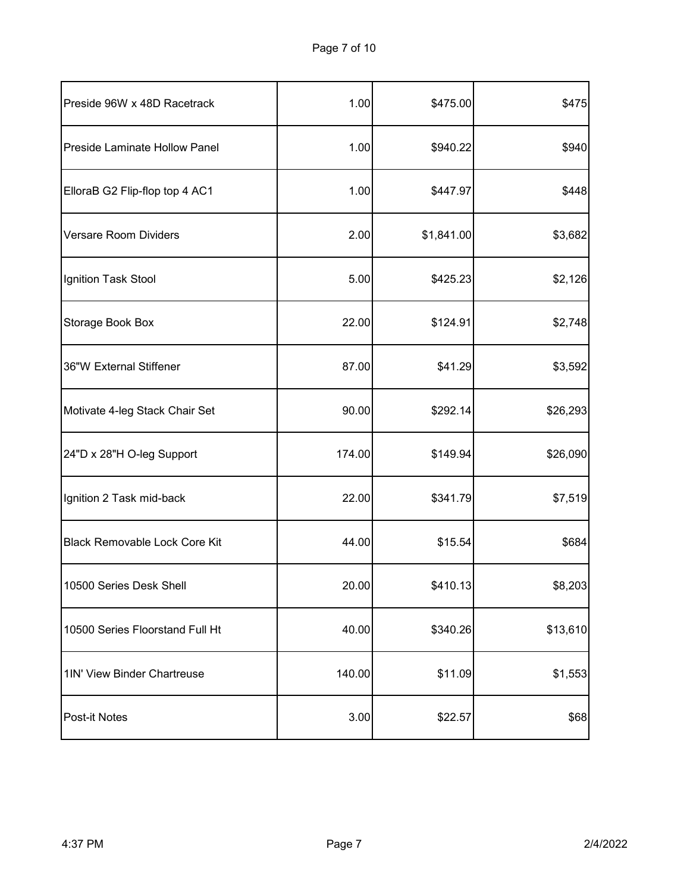| | | | |
|---|---|---|---|
| Preside 96W x 48D Racetrack | 1.00 | $475.00 | $475 |
| Preside Laminate Hollow Panel | 1.00 | $940.22 | $940 |
| ElloraB G2 Flip-flop top 4 AC1 | 1.00 | $447.97 | $448 |
| Versare Room Dividers | 2.00 | $1,841.00 | $3,682 |
| Ignition Task Stool | 5.00 | $425.23 | $2,126 |
| Storage Book Box | 22.00 | $124.91 | $2,748 |
| 36"W External Stiffener | 87.00 | $41.29 | $3,592 |
| Motivate 4-leg Stack Chair Set | 90.00 | $292.14 | $26,293 |
| 24"D x 28"H O-leg Support | 174.00 | $149.94 | $26,090 |
| Ignition 2 Task mid-back | 22.00 | $341.79 | $7,519 |
| Black Removable Lock Core Kit | 44.00 | $15.54 | $684 |
| 10500 Series Desk Shell | 20.00 | $410.13 | $8,203 |
| 10500 Series Floorstand Full Ht | 40.00 | $340.26 | $13,610 |
| 1IN' View Binder Chartreuse | 140.00 | $11.09 | $1,553 |
| Post-it Notes | 3.00 | $22.57 | $68 |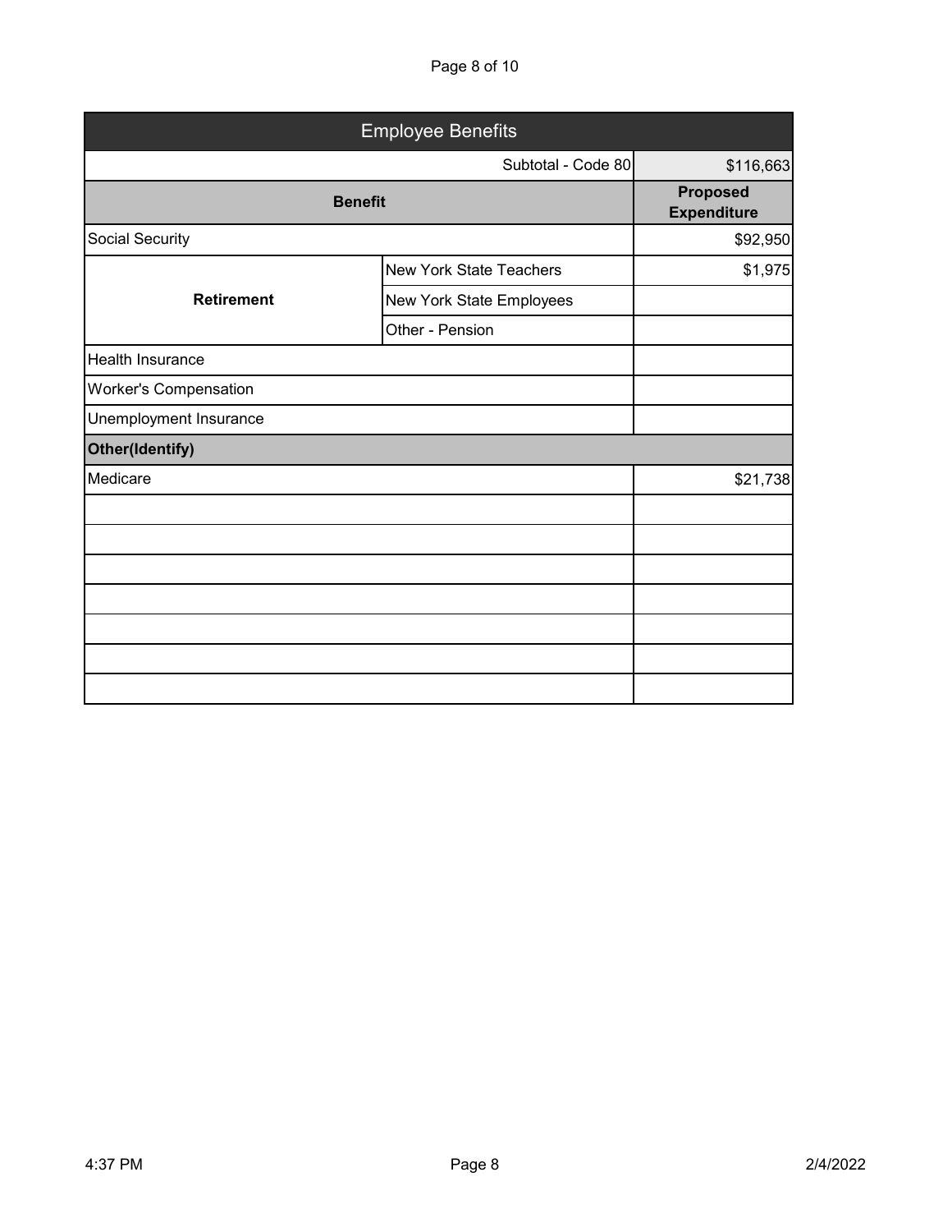## Employee Benefits

| | | Subtotal - Code 80 | $116,663 |
|---|---|---|---|
| **Benefit** | | | **Proposed Expenditure** |
| Social Security | | | $92,950 |
| **Retirement** | New York State Teachers | | $1,975 |
| | New York State Employees | | |
| | Other - Pension | | |
| Health Insurance | | | |
| Worker's Compensation | | | |
| Unemployment Insurance | | | |
| **Other(Identify)** | | | |
| Medicare | | | $21,738 |
| | | | |
| | | | |
| | | | |
| | | | |
| | | | |
| | | | |
| | | | |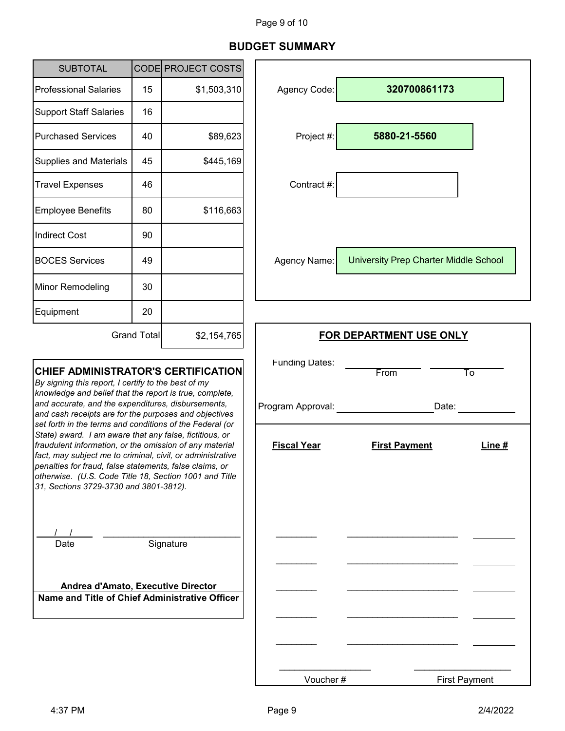## BUDGET SUMMARY

| SUBTOTAL | CODE | PROJECT COSTS |
|---|---|---|
| Professional Salaries | 15 | $1,503,310 |
| Support Staff Salaries | 16 | |
| Purchased Services | 40 | $89,623 |
| Supplies and Materials | 45 | $445,169 |
| Travel Expenses | 46 | |
| Employee Benefits | 80 | $116,663 |
| Indirect Cost | 90 | |
| BOCES Services | 49 | |
| Minor Remodeling | 30 | |
| Equipment | 20 | |
| | Grand Total | $2,154,765 |

Agency Code: **320700861173**

Project #: **5880-21-5560**

Contract #:

Agency Name: University Prep Charter Middle School

**CHIEF ADMINISTRATOR'S CERTIFICATION**

*By signing this report, I certify to the best of my knowledge and belief that the report is true, complete, and accurate, and the expenditures, disbursements, and cash receipts are for the purposes and objectives set forth in the terms and conditions of the Federal (or State) award. I am aware that any false, fictitious, or fraudulent information, or the omission of any material fact, may subject me to criminal, civil, or administrative penalties for fraud, false statements, false claims, or otherwise. (U.S. Code Title 18, Section 1001 and Title 31, Sections 3729-3730 and 3801-3812).*

___/___/___ Date ____________________ Signature

**Andrea d'Amato, Executive Director**
**Name and Title of Chief Administrative Officer**

**FOR DEPARTMENT USE ONLY**

Funding Dates: __________ From __________ To

Program Approval: ____________________ Date: __________

| Fiscal Year | First Payment | Line # |
|---|---|---|
| | | |
| | | |
| | | |
| | | |
| | | |

____________________ Voucher # ____________________ First Payment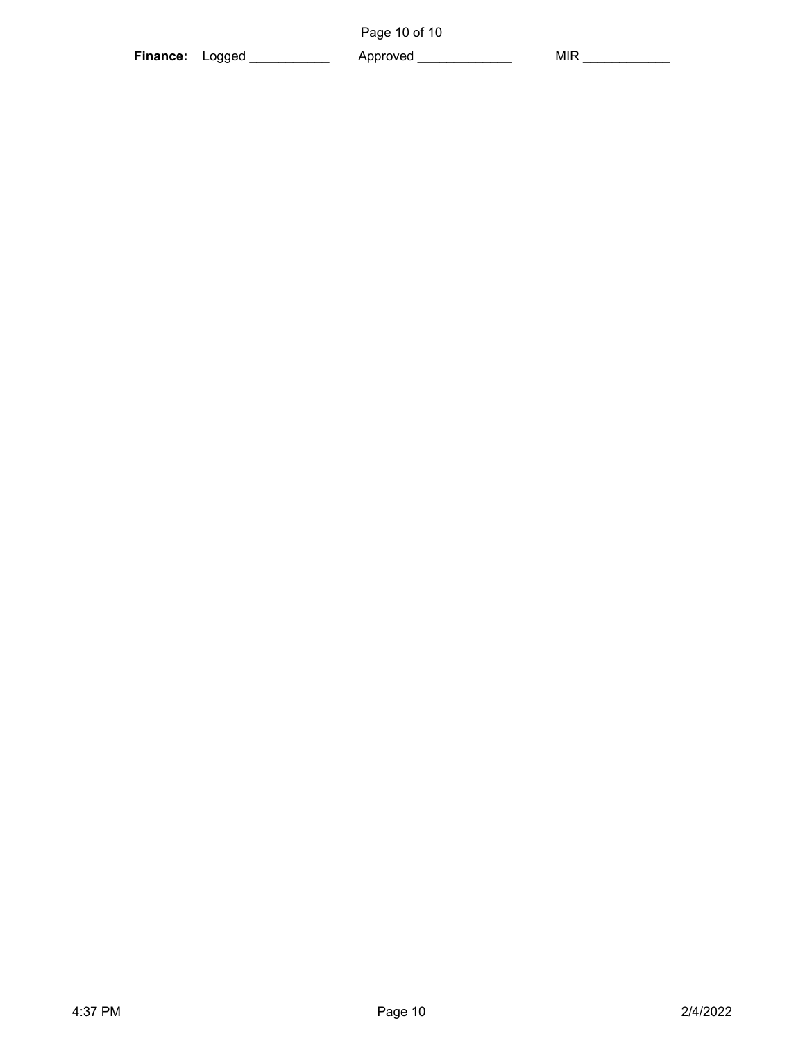**Finance:** Logged ___________ Approved _____________ MIR ____________